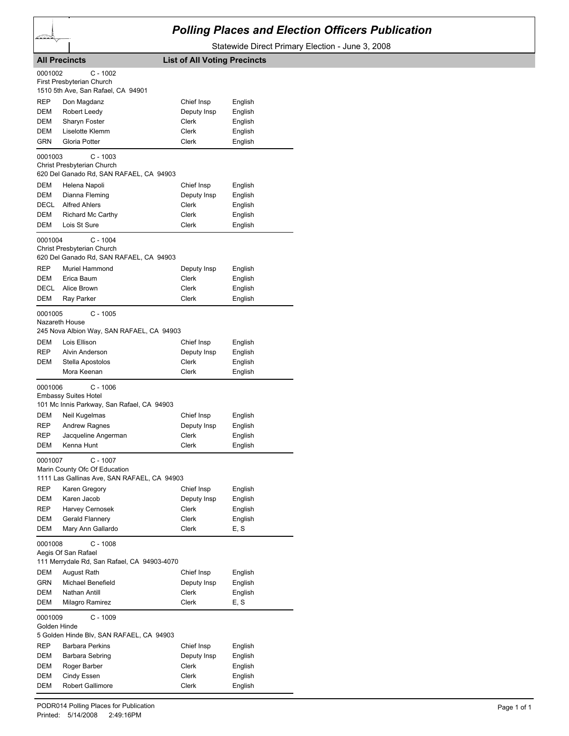# Polling Places and Election Officers Publication

Statewide Direct Primary Election - June 3, 2008

**All Precincts** | **List of All Voting Precincts**

---

0001002 C - 1002
First Presbyterian Church
1510 5th Ave, San Rafael, CA 94901

| | | | |
|---|---|---|---|
| REP | Don Magdanz | Chief Insp | English |
| DEM | Robert Leedy | Deputy Insp | English |
| DEM | Sharyn Foster | Clerk | English |
| DEM | Liselotte Klemm | Clerk | English |
| GRN | Gloria Potter | Clerk | English |

---

0001003 C - 1003
Christ Presbyterian Church
620 Del Ganado Rd, SAN RAFAEL, CA 94903

| | | | |
|---|---|---|---|
| DEM | Helena Napoli | Chief Insp | English |
| DEM | Dianna Fleming | Deputy Insp | English |
| DECL | Alfred Ahlers | Clerk | English |
| DEM | Richard Mc Carthy | Clerk | English |
| DEM | Lois St Sure | Clerk | English |

---

0001004 C - 1004
Christ Presbyterian Church
620 Del Ganado Rd, SAN RAFAEL, CA 94903

| | | | |
|---|---|---|---|
| REP | Muriel Hammond | Deputy Insp | English |
| DEM | Erica Baum | Clerk | English |
| DECL | Alice Brown | Clerk | English |
| DEM | Ray Parker | Clerk | English |

---

0001005 C - 1005
Nazareth House
245 Nova Albion Way, SAN RAFAEL, CA 94903

| | | | |
|---|---|---|---|
| DEM | Lois Ellison | Chief Insp | English |
| REP | Alvin Anderson | Deputy Insp | English |
| DEM | Stella Apostolos | Clerk | English |
| | Mora Keenan | Clerk | English |

---

0001006 C - 1006
Embassy Suites Hotel
101 Mc Innis Parkway, San Rafael, CA 94903

| | | | |
|---|---|---|---|
| DEM | Neil Kugelmas | Chief Insp | English |
| REP | Andrew Ragnes | Deputy Insp | English |
| REP | Jacqueline Angerman | Clerk | English |
| DEM | Kenna Hunt | Clerk | English |

---

0001007 C - 1007
Marin County Ofc Of Education
1111 Las Gallinas Ave, SAN RAFAEL, CA 94903

| | | | |
|---|---|---|---|
| REP | Karen Gregory | Chief Insp | English |
| DEM | Karen Jacob | Deputy Insp | English |
| REP | Harvey Cernosek | Clerk | English |
| DEM | Gerald Flannery | Clerk | English |
| DEM | Mary Ann Gallardo | Clerk | E, S |

---

0001008 C - 1008
Aegis Of San Rafael
111 Merrydale Rd, San Rafael, CA 94903-4070

| | | | |
|---|---|---|---|
| DEM | August Rath | Chief Insp | English |
| GRN | Michael Benefield | Deputy Insp | English |
| DEM | Nathan Antill | Clerk | English |
| DEM | Milagro Ramirez | Clerk | E, S |

---

0001009 C - 1009
Golden Hinde
5 Golden Hinde Blv, SAN RAFAEL, CA 94903

| | | | |
|---|---|---|---|
| REP | Barbara Perkins | Chief Insp | English |
| DEM | Barbara Sebring | Deputy Insp | English |
| DEM | Roger Barber | Clerk | English |
| DEM | Cindy Essen | Clerk | English |
| DEM | Robert Gallimore | Clerk | English |

---

PODR014 Polling Places for Publication
Printed: 5/14/2008 2:49:16PM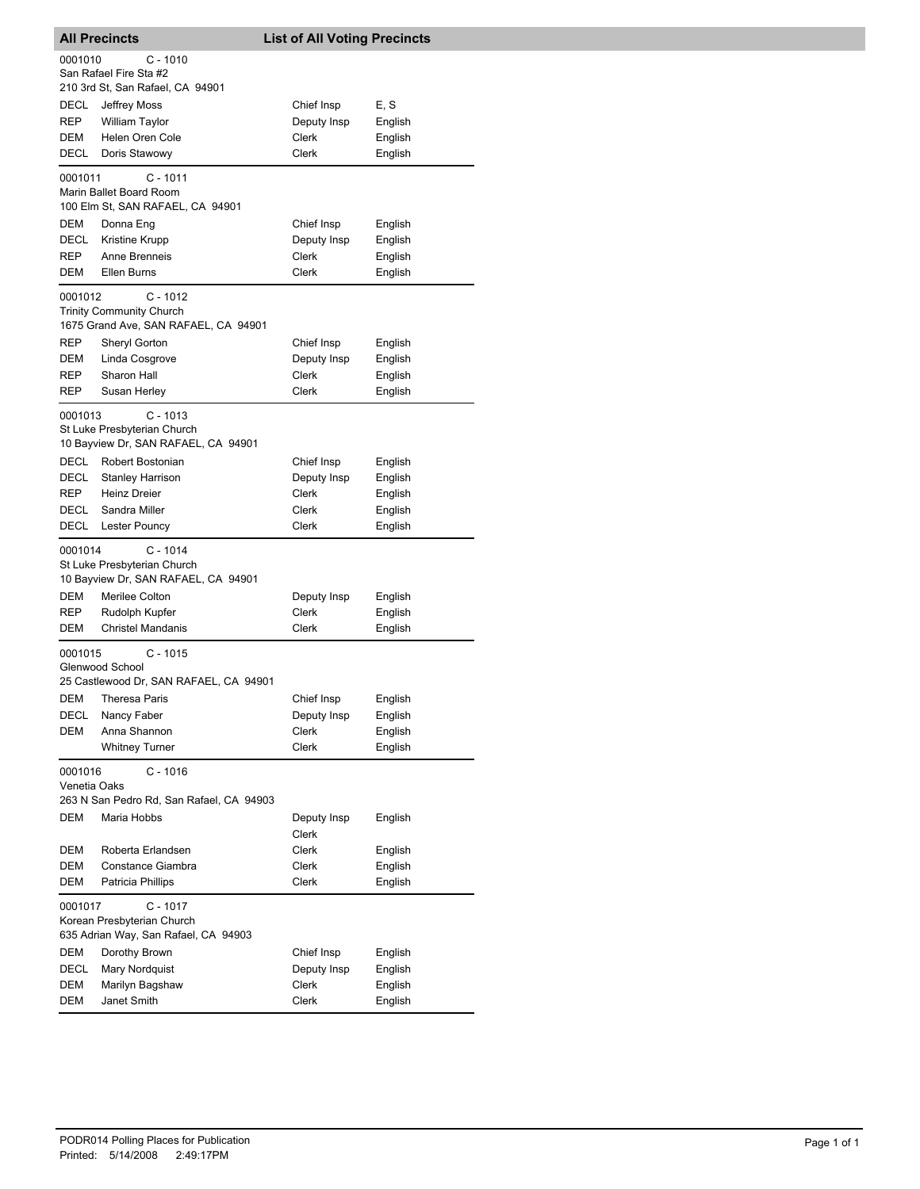## All Precincts — List of All Voting Precincts

**0001010** C - 1010
San Rafael Fire Sta #2
210 3rd St, San Rafael, CA 94901

| | | | |
|---|---|---|---|
| DECL | Jeffrey Moss | Chief Insp | E, S |
| REP | William Taylor | Deputy Insp | English |
| DEM | Helen Oren Cole | Clerk | English |
| DECL | Doris Stawowy | Clerk | English |

**0001011** C - 1011
Marin Ballet Board Room
100 Elm St, SAN RAFAEL, CA 94901

| | | | |
|---|---|---|---|
| DEM | Donna Eng | Chief Insp | English |
| DECL | Kristine Krupp | Deputy Insp | English |
| REP | Anne Brenneis | Clerk | English |
| DEM | Ellen Burns | Clerk | English |

**0001012** C - 1012
Trinity Community Church
1675 Grand Ave, SAN RAFAEL, CA 94901

| | | | |
|---|---|---|---|
| REP | Sheryl Gorton | Chief Insp | English |
| DEM | Linda Cosgrove | Deputy Insp | English |
| REP | Sharon Hall | Clerk | English |
| REP | Susan Herley | Clerk | English |

**0001013** C - 1013
St Luke Presbyterian Church
10 Bayview Dr, SAN RAFAEL, CA 94901

| | | | |
|---|---|---|---|
| DECL | Robert Bostonian | Chief Insp | English |
| DECL | Stanley Harrison | Deputy Insp | English |
| REP | Heinz Dreier | Clerk | English |
| DECL | Sandra Miller | Clerk | English |
| DECL | Lester Pouncy | Clerk | English |

**0001014** C - 1014
St Luke Presbyterian Church
10 Bayview Dr, SAN RAFAEL, CA 94901

| | | | |
|---|---|---|---|
| DEM | Merilee Colton | Deputy Insp | English |
| REP | Rudolph Kupfer | Clerk | English |
| DEM | Christel Mandanis | Clerk | English |

**0001015** C - 1015
Glenwood School
25 Castlewood Dr, SAN RAFAEL, CA 94901

| | | | |
|---|---|---|---|
| DEM | Theresa Paris | Chief Insp | English |
| DECL | Nancy Faber | Deputy Insp | English |
| DEM | Anna Shannon | Clerk | English |
| | Whitney Turner | Clerk | English |

**0001016** C - 1016
Venetia Oaks
263 N San Pedro Rd, San Rafael, CA 94903

| | | | |
|---|---|---|---|
| DEM | Maria Hobbs | Deputy Insp | English |
| | | Clerk | |
| DEM | Roberta Erlandsen | Clerk | English |
| DEM | Constance Giambra | Clerk | English |
| DEM | Patricia Phillips | Clerk | English |

**0001017** C - 1017
Korean Presbyterian Church
635 Adrian Way, San Rafael, CA 94903

| | | | |
|---|---|---|---|
| DEM | Dorothy Brown | Chief Insp | English |
| DECL | Mary Nordquist | Deputy Insp | English |
| DEM | Marilyn Bagshaw | Clerk | English |
| DEM | Janet Smith | Clerk | English |

PODR014 Polling Places for Publication
Printed: 5/14/2008 2:49:17PM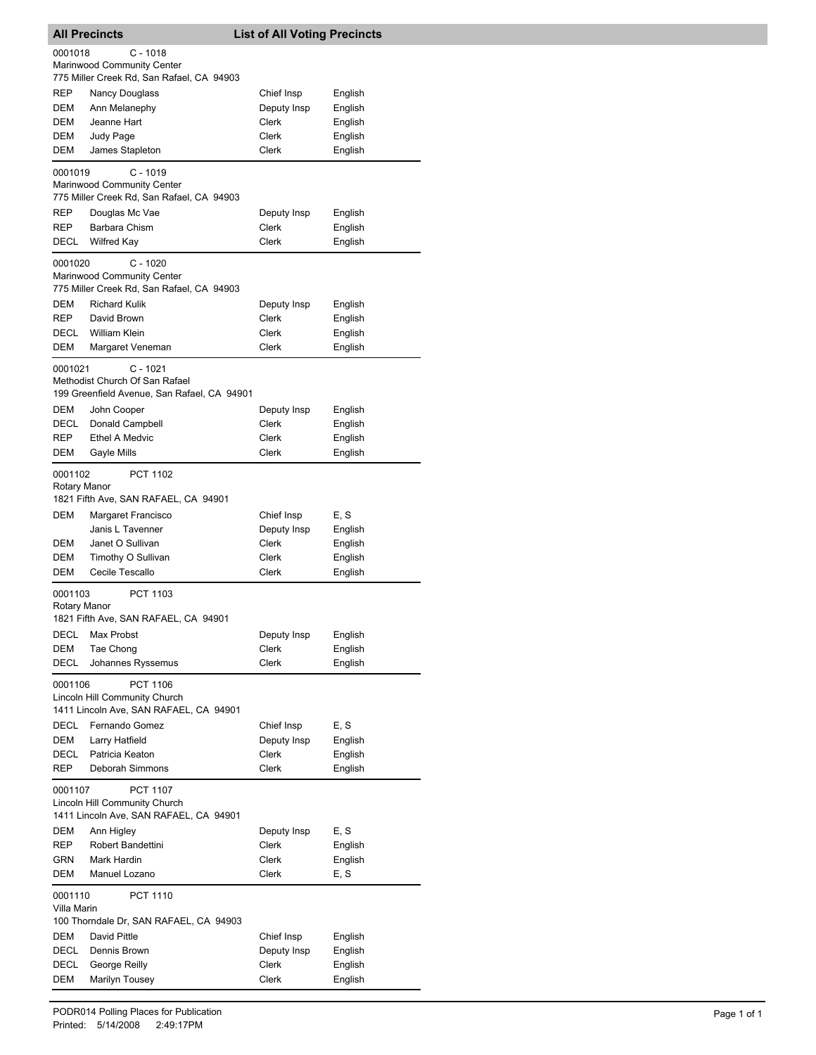## All Precincts — List of All Voting Precincts

**0001018** C - 1018
Marinwood Community Center
775 Miller Creek Rd, San Rafael, CA 94903

| | | | |
|---|---|---|---|
| REP | Nancy Douglass | Chief Insp | English |
| DEM | Ann Melanephy | Deputy Insp | English |
| DEM | Jeanne Hart | Clerk | English |
| DEM | Judy Page | Clerk | English |
| DEM | James Stapleton | Clerk | English |

**0001019** C - 1019
Marinwood Community Center
775 Miller Creek Rd, San Rafael, CA 94903

| | | | |
|---|---|---|---|
| REP | Douglas Mc Vae | Deputy Insp | English |
| REP | Barbara Chism | Clerk | English |
| DECL | Wilfred Kay | Clerk | English |

**0001020** C - 1020
Marinwood Community Center
775 Miller Creek Rd, San Rafael, CA 94903

| | | | |
|---|---|---|---|
| DEM | Richard Kulik | Deputy Insp | English |
| REP | David Brown | Clerk | English |
| DECL | William Klein | Clerk | English |
| DEM | Margaret Veneman | Clerk | English |

**0001021** C - 1021
Methodist Church Of San Rafael
199 Greenfield Avenue, San Rafael, CA 94901

| | | | |
|---|---|---|---|
| DEM | John Cooper | Deputy Insp | English |
| DECL | Donald Campbell | Clerk | English |
| REP | Ethel A Medvic | Clerk | English |
| DEM | Gayle Mills | Clerk | English |

**0001102** PCT 1102
Rotary Manor
1821 Fifth Ave, SAN RAFAEL, CA 94901

| | | | |
|---|---|---|---|
| DEM | Margaret Francisco | Chief Insp | E, S |
| | Janis L Tavenner | Deputy Insp | English |
| DEM | Janet O Sullivan | Clerk | English |
| DEM | Timothy O Sullivan | Clerk | English |
| DEM | Cecile Tescallo | Clerk | English |

**0001103** PCT 1103
Rotary Manor
1821 Fifth Ave, SAN RAFAEL, CA 94901

| | | | |
|---|---|---|---|
| DECL | Max Probst | Deputy Insp | English |
| DEM | Tae Chong | Clerk | English |
| DECL | Johannes Ryssemus | Clerk | English |

**0001106** PCT 1106
Lincoln Hill Community Church
1411 Lincoln Ave, SAN RAFAEL, CA 94901

| | | | |
|---|---|---|---|
| DECL | Fernando Gomez | Chief Insp | E, S |
| DEM | Larry Hatfield | Deputy Insp | English |
| DECL | Patricia Keaton | Clerk | English |
| REP | Deborah Simmons | Clerk | English |

**0001107** PCT 1107
Lincoln Hill Community Church
1411 Lincoln Ave, SAN RAFAEL, CA 94901

| | | | |
|---|---|---|---|
| DEM | Ann Higley | Deputy Insp | E, S |
| REP | Robert Bandettini | Clerk | English |
| GRN | Mark Hardin | Clerk | English |
| DEM | Manuel Lozano | Clerk | E, S |

**0001110** PCT 1110
Villa Marin
100 Thorndale Dr, SAN RAFAEL, CA 94903

| | | | |
|---|---|---|---|
| DEM | David Pittle | Chief Insp | English |
| DECL | Dennis Brown | Deputy Insp | English |
| DECL | George Reilly | Clerk | English |
| DEM | Marilyn Tousey | Clerk | English |

PODR014 Polling Places for Publication
Printed: 5/14/2008 2:49:17PM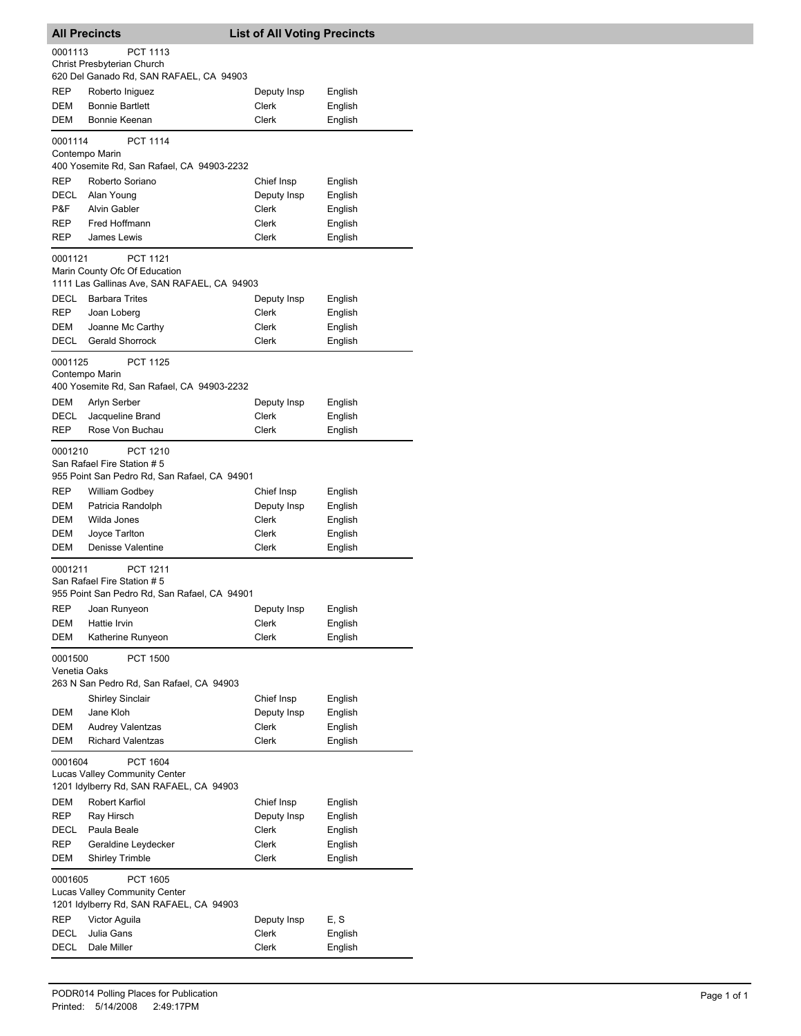## All Precincts — List of All Voting Precincts

**0001113** PCT 1113
Christ Presbyterian Church
620 Del Ganado Rd, SAN RAFAEL, CA 94903

| | | | |
|---|---|---|---|
| REP | Roberto Iniguez | Deputy Insp | English |
| DEM | Bonnie Bartlett | Clerk | English |
| DEM | Bonnie Keenan | Clerk | English |

**0001114** PCT 1114
Contempo Marin
400 Yosemite Rd, San Rafael, CA 94903-2232

| | | | |
|---|---|---|---|
| REP | Roberto Soriano | Chief Insp | English |
| DECL | Alan Young | Deputy Insp | English |
| P&F | Alvin Gabler | Clerk | English |
| REP | Fred Hoffmann | Clerk | English |
| REP | James Lewis | Clerk | English |

**0001121** PCT 1121
Marin County Ofc Of Education
1111 Las Gallinas Ave, SAN RAFAEL, CA 94903

| | | | |
|---|---|---|---|
| DECL | Barbara Trites | Deputy Insp | English |
| REP | Joan Loberg | Clerk | English |
| DEM | Joanne Mc Carthy | Clerk | English |
| DECL | Gerald Shorrock | Clerk | English |

**0001125** PCT 1125
Contempo Marin
400 Yosemite Rd, San Rafael, CA 94903-2232

| | | | |
|---|---|---|---|
| DEM | Arlyn Serber | Deputy Insp | English |
| DECL | Jacqueline Brand | Clerk | English |
| REP | Rose Von Buchau | Clerk | English |

**0001210** PCT 1210
San Rafael Fire Station # 5
955 Point San Pedro Rd, San Rafael, CA 94901

| | | | |
|---|---|---|---|
| REP | William Godbey | Chief Insp | English |
| DEM | Patricia Randolph | Deputy Insp | English |
| DEM | Wilda Jones | Clerk | English |
| DEM | Joyce Tarlton | Clerk | English |
| DEM | Denisse Valentine | Clerk | English |

**0001211** PCT 1211
San Rafael Fire Station # 5
955 Point San Pedro Rd, San Rafael, CA 94901

| | | | |
|---|---|---|---|
| REP | Joan Runyeon | Deputy Insp | English |
| DEM | Hattie Irvin | Clerk | English |
| DEM | Katherine Runyeon | Clerk | English |

**0001500** PCT 1500
Venetia Oaks
263 N San Pedro Rd, San Rafael, CA 94903

| | | | |
|---|---|---|---|
| | Shirley Sinclair | Chief Insp | English |
| DEM | Jane Kloh | Deputy Insp | English |
| DEM | Audrey Valentzas | Clerk | English |
| DEM | Richard Valentzas | Clerk | English |

**0001604** PCT 1604
Lucas Valley Community Center
1201 Idylberry Rd, SAN RAFAEL, CA 94903

| | | | |
|---|---|---|---|
| DEM | Robert Karfiol | Chief Insp | English |
| REP | Ray Hirsch | Deputy Insp | English |
| DECL | Paula Beale | Clerk | English |
| REP | Geraldine Leydecker | Clerk | English |
| DEM | Shirley Trimble | Clerk | English |

**0001605** PCT 1605
Lucas Valley Community Center
1201 Idylberry Rd, SAN RAFAEL, CA 94903

| | | | |
|---|---|---|---|
| REP | Victor Aguila | Deputy Insp | E, S |
| DECL | Julia Gans | Clerk | English |
| DECL | Dale Miller | Clerk | English |

PODR014 Polling Places for Publication
Printed: 5/14/2008 2:49:17PM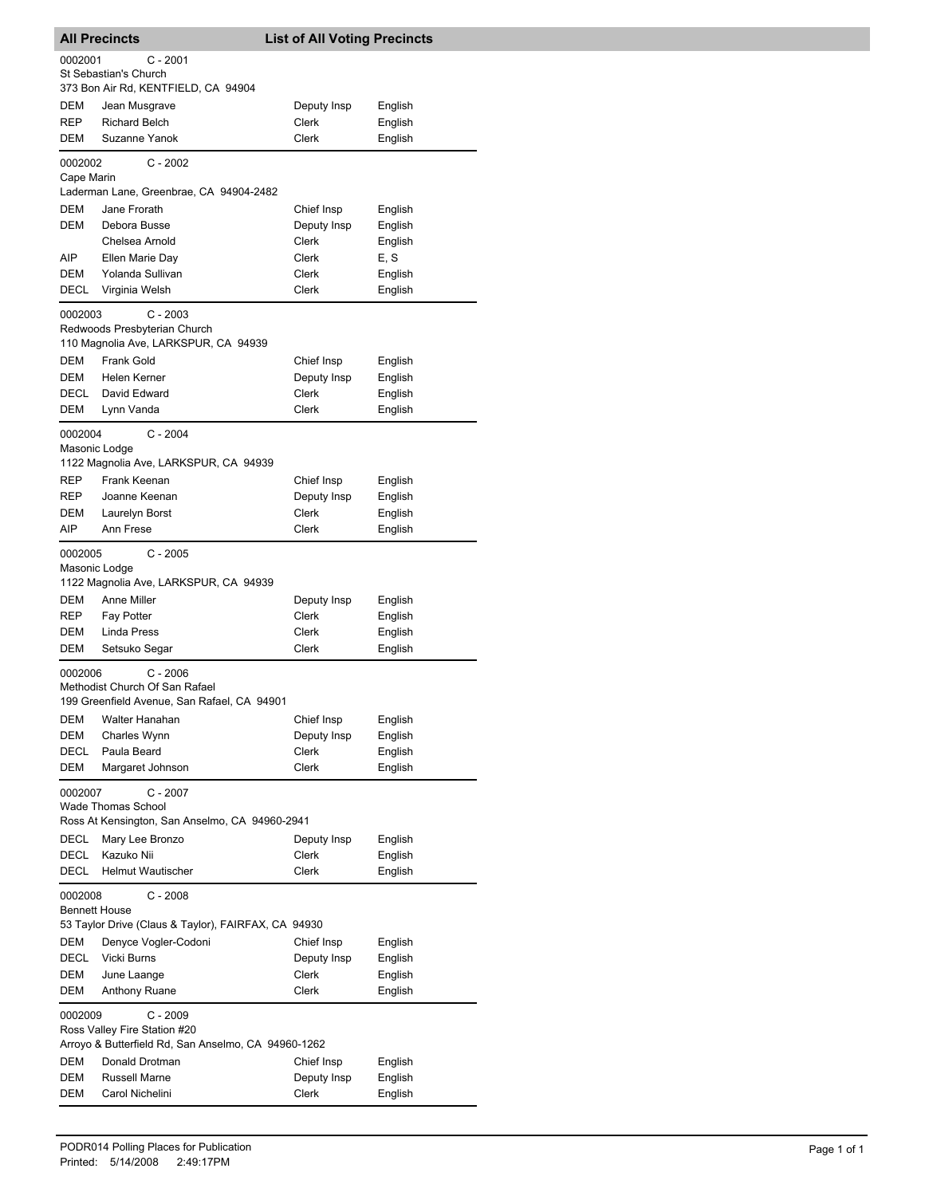## All Precincts — List of All Voting Precincts

**0002001 C - 2001**
St Sebastian's Church
373 Bon Air Rd, KENTFIELD, CA 94904

| Party | Name | Position | Language |
|---|---|---|---|
| DEM | Jean Musgrave | Deputy Insp | English |
| REP | Richard Belch | Clerk | English |
| DEM | Suzanne Yanok | Clerk | English |

**0002002 C - 2002**
Cape Marin
Laderman Lane, Greenbrae, CA 94904-2482

| Party | Name | Position | Language |
|---|---|---|---|
| DEM | Jane Frorath | Chief Insp | English |
| DEM | Debora Busse | Deputy Insp | English |
| | Chelsea Arnold | Clerk | English |
| AIP | Ellen Marie Day | Clerk | E, S |
| DEM | Yolanda Sullivan | Clerk | English |
| DECL | Virginia Welsh | Clerk | English |

**0002003 C - 2003**
Redwoods Presbyterian Church
110 Magnolia Ave, LARKSPUR, CA 94939

| Party | Name | Position | Language |
|---|---|---|---|
| DEM | Frank Gold | Chief Insp | English |
| DEM | Helen Kerner | Deputy Insp | English |
| DECL | David Edward | Clerk | English |
| DEM | Lynn Vanda | Clerk | English |

**0002004 C - 2004**
Masonic Lodge
1122 Magnolia Ave, LARKSPUR, CA 94939

| Party | Name | Position | Language |
|---|---|---|---|
| REP | Frank Keenan | Chief Insp | English |
| REP | Joanne Keenan | Deputy Insp | English |
| DEM | Laurelyn Borst | Clerk | English |
| AIP | Ann Frese | Clerk | English |

**0002005 C - 2005**
Masonic Lodge
1122 Magnolia Ave, LARKSPUR, CA 94939

| Party | Name | Position | Language |
|---|---|---|---|
| DEM | Anne Miller | Deputy Insp | English |
| REP | Fay Potter | Clerk | English |
| DEM | Linda Press | Clerk | English |
| DEM | Setsuko Segar | Clerk | English |

**0002006 C - 2006**
Methodist Church Of San Rafael
199 Greenfield Avenue, San Rafael, CA 94901

| Party | Name | Position | Language |
|---|---|---|---|
| DEM | Walter Hanahan | Chief Insp | English |
| DEM | Charles Wynn | Deputy Insp | English |
| DECL | Paula Beard | Clerk | English |
| DEM | Margaret Johnson | Clerk | English |

**0002007 C - 2007**
Wade Thomas School
Ross At Kensington, San Anselmo, CA 94960-2941

| Party | Name | Position | Language |
|---|---|---|---|
| DECL | Mary Lee Bronzo | Deputy Insp | English |
| DECL | Kazuko Nii | Clerk | English |
| DECL | Helmut Wautischer | Clerk | English |

**0002008 C - 2008**
Bennett House
53 Taylor Drive (Claus & Taylor), FAIRFAX, CA 94930

| Party | Name | Position | Language |
|---|---|---|---|
| DEM | Denyce Vogler-Codoni | Chief Insp | English |
| DECL | Vicki Burns | Deputy Insp | English |
| DEM | June Laange | Clerk | English |
| DEM | Anthony Ruane | Clerk | English |

**0002009 C - 2009**
Ross Valley Fire Station #20
Arroyo & Butterfield Rd, San Anselmo, CA 94960-1262

| Party | Name | Position | Language |
|---|---|---|---|
| DEM | Donald Drotman | Chief Insp | English |
| DEM | Russell Marne | Deputy Insp | English |
| DEM | Carol Nichelini | Clerk | English |

PODR014 Polling Places for Publication
Printed: 5/14/2008 2:49:17PM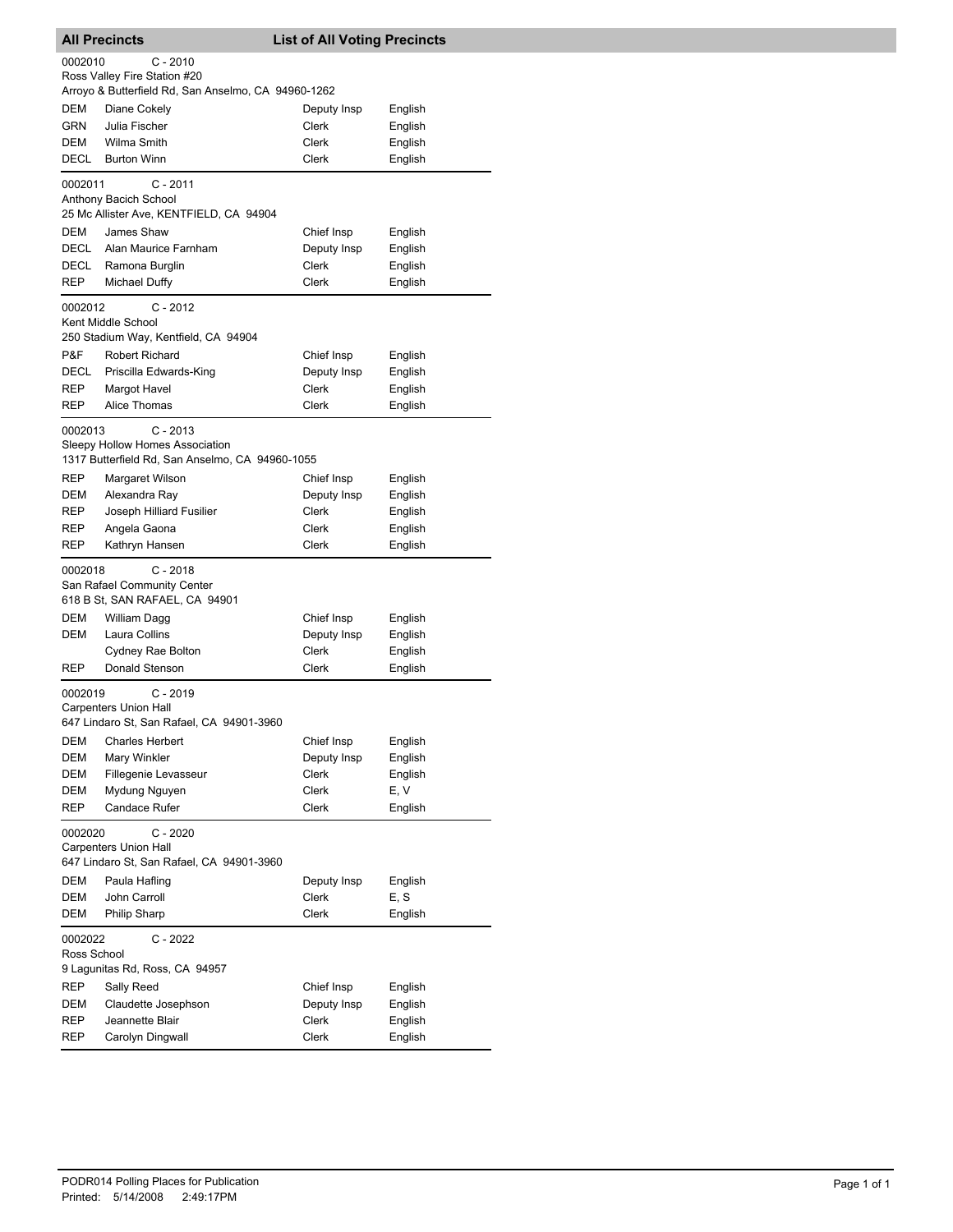## All Precincts — List of All Voting Precincts

**0002010** C - 2010
Ross Valley Fire Station #20
Arroyo & Butterfield Rd, San Anselmo, CA 94960-1262

| | | | |
|---|---|---|---|
| DEM | Diane Cokely | Deputy Insp | English |
| GRN | Julia Fischer | Clerk | English |
| DEM | Wilma Smith | Clerk | English |
| DECL | Burton Winn | Clerk | English |

**0002011** C - 2011
Anthony Bacich School
25 Mc Allister Ave, KENTFIELD, CA 94904

| | | | |
|---|---|---|---|
| DEM | James Shaw | Chief Insp | English |
| DECL | Alan Maurice Farnham | Deputy Insp | English |
| DECL | Ramona Burglin | Clerk | English |
| REP | Michael Duffy | Clerk | English |

**0002012** C - 2012
Kent Middle School
250 Stadium Way, Kentfield, CA 94904

| | | | |
|---|---|---|---|
| P&F | Robert Richard | Chief Insp | English |
| DECL | Priscilla Edwards-King | Deputy Insp | English |
| REP | Margot Havel | Clerk | English |
| REP | Alice Thomas | Clerk | English |

**0002013** C - 2013
Sleepy Hollow Homes Association
1317 Butterfield Rd, San Anselmo, CA 94960-1055

| | | | |
|---|---|---|---|
| REP | Margaret Wilson | Chief Insp | English |
| DEM | Alexandra Ray | Deputy Insp | English |
| REP | Joseph Hilliard Fusilier | Clerk | English |
| REP | Angela Gaona | Clerk | English |
| REP | Kathryn Hansen | Clerk | English |

**0002018** C - 2018
San Rafael Community Center
618 B St, SAN RAFAEL, CA 94901

| | | | |
|---|---|---|---|
| DEM | William Dagg | Chief Insp | English |
| DEM | Laura Collins | Deputy Insp | English |
| | Cydney Rae Bolton | Clerk | English |
| REP | Donald Stenson | Clerk | English |

**0002019** C - 2019
Carpenters Union Hall
647 Lindaro St, San Rafael, CA 94901-3960

| | | | |
|---|---|---|---|
| DEM | Charles Herbert | Chief Insp | English |
| DEM | Mary Winkler | Deputy Insp | English |
| DEM | Fillegenie Levasseur | Clerk | English |
| DEM | Mydung Nguyen | Clerk | E, V |
| REP | Candace Rufer | Clerk | English |

**0002020** C - 2020
Carpenters Union Hall
647 Lindaro St, San Rafael, CA 94901-3960

| | | | |
|---|---|---|---|
| DEM | Paula Hafling | Deputy Insp | English |
| DEM | John Carroll | Clerk | E, S |
| DEM | Philip Sharp | Clerk | English |

**0002022** C - 2022
Ross School
9 Lagunitas Rd, Ross, CA 94957

| | | | |
|---|---|---|---|
| REP | Sally Reed | Chief Insp | English |
| DEM | Claudette Josephson | Deputy Insp | English |
| REP | Jeannette Blair | Clerk | English |
| REP | Carolyn Dingwall | Clerk | English |

PODR014 Polling Places for Publication
Printed: 5/14/2008 2:49:17PM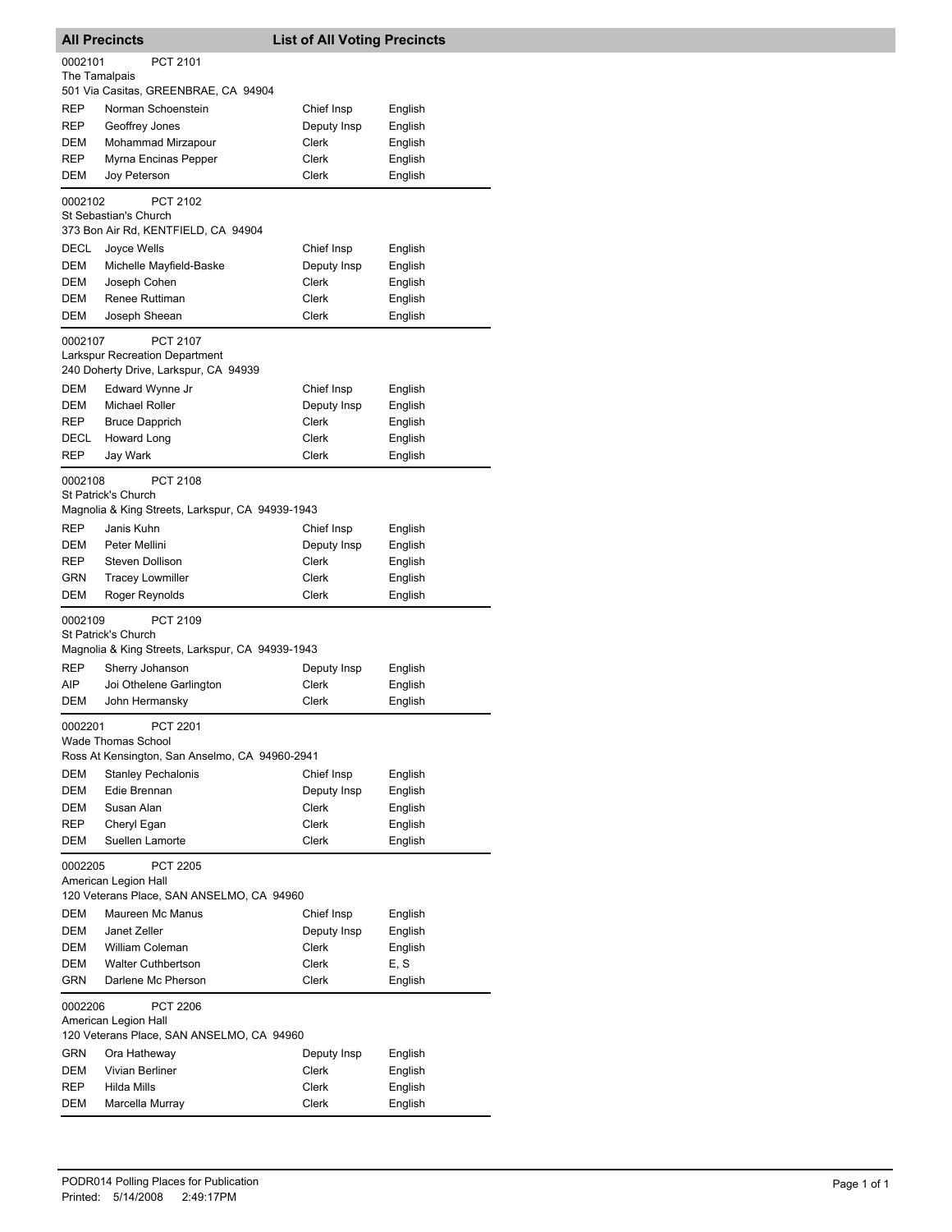## All Precincts — List of All Voting Precincts

**0002101** PCT 2101
The Tamalpais
501 Via Casitas, GREENBRAE, CA 94904

| Party | Name | Position | Language |
|---|---|---|---|
| REP | Norman Schoenstein | Chief Insp | English |
| REP | Geoffrey Jones | Deputy Insp | English |
| DEM | Mohammad Mirzapour | Clerk | English |
| REP | Myrna Encinas Pepper | Clerk | English |
| DEM | Joy Peterson | Clerk | English |

**0002102** PCT 2102
St Sebastian's Church
373 Bon Air Rd, KENTFIELD, CA 94904

| Party | Name | Position | Language |
|---|---|---|---|
| DECL | Joyce Wells | Chief Insp | English |
| DEM | Michelle Mayfield-Baske | Deputy Insp | English |
| DEM | Joseph Cohen | Clerk | English |
| DEM | Renee Ruttiman | Clerk | English |
| DEM | Joseph Sheean | Clerk | English |

**0002107** PCT 2107
Larkspur Recreation Department
240 Doherty Drive, Larkspur, CA 94939

| Party | Name | Position | Language |
|---|---|---|---|
| DEM | Edward Wynne Jr | Chief Insp | English |
| DEM | Michael Roller | Deputy Insp | English |
| REP | Bruce Dapprich | Clerk | English |
| DECL | Howard Long | Clerk | English |
| REP | Jay Wark | Clerk | English |

**0002108** PCT 2108
St Patrick's Church
Magnolia & King Streets, Larkspur, CA 94939-1943

| Party | Name | Position | Language |
|---|---|---|---|
| REP | Janis Kuhn | Chief Insp | English |
| DEM | Peter Mellini | Deputy Insp | English |
| REP | Steven Dollison | Clerk | English |
| GRN | Tracey Lowmiller | Clerk | English |
| DEM | Roger Reynolds | Clerk | English |

**0002109** PCT 2109
St Patrick's Church
Magnolia & King Streets, Larkspur, CA 94939-1943

| Party | Name | Position | Language |
|---|---|---|---|
| REP | Sherry Johanson | Deputy Insp | English |
| AIP | Joi Othelene Garlington | Clerk | English |
| DEM | John Hermansky | Clerk | English |

**0002201** PCT 2201
Wade Thomas School
Ross At Kensington, San Anselmo, CA 94960-2941

| Party | Name | Position | Language |
|---|---|---|---|
| DEM | Stanley Pechalonis | Chief Insp | English |
| DEM | Edie Brennan | Deputy Insp | English |
| DEM | Susan Alan | Clerk | English |
| REP | Cheryl Egan | Clerk | English |
| DEM | Suellen Lamorte | Clerk | English |

**0002205** PCT 2205
American Legion Hall
120 Veterans Place, SAN ANSELMO, CA 94960

| Party | Name | Position | Language |
|---|---|---|---|
| DEM | Maureen Mc Manus | Chief Insp | English |
| DEM | Janet Zeller | Deputy Insp | English |
| DEM | William Coleman | Clerk | English |
| DEM | Walter Cuthbertson | Clerk | E, S |
| GRN | Darlene Mc Pherson | Clerk | English |

**0002206** PCT 2206
American Legion Hall
120 Veterans Place, SAN ANSELMO, CA 94960

| Party | Name | Position | Language |
|---|---|---|---|
| GRN | Ora Hatheway | Deputy Insp | English |
| DEM | Vivian Berliner | Clerk | English |
| REP | Hilda Mills | Clerk | English |
| DEM | Marcella Murray | Clerk | English |

PODR014 Polling Places for Publication
Printed: 5/14/2008 2:49:17PM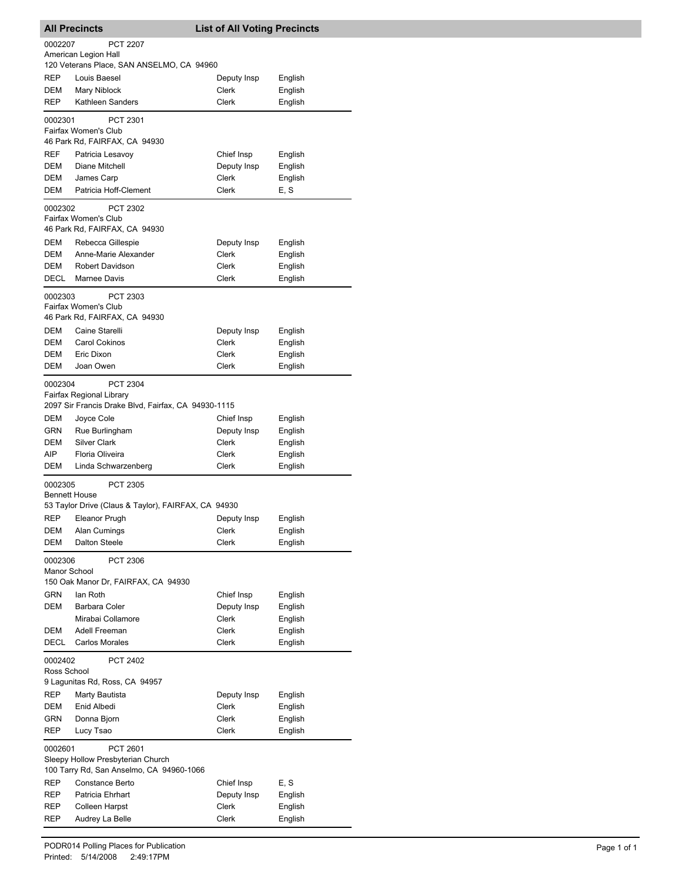## All Precincts — List of All Voting Precincts

**0002207** PCT 2207
American Legion Hall
120 Veterans Place, SAN ANSELMO, CA 94960

| Party | Name | Position | Language |
|---|---|---|---|
| REP | Louis Baesel | Deputy Insp | English |
| DEM | Mary Niblock | Clerk | English |
| REP | Kathleen Sanders | Clerk | English |

**0002301** PCT 2301
Fairfax Women's Club
46 Park Rd, FAIRFAX, CA 94930

| Party | Name | Position | Language |
|---|---|---|---|
| REF | Patricia Lesavoy | Chief Insp | English |
| DEM | Diane Mitchell | Deputy Insp | English |
| DEM | James Carp | Clerk | English |
| DEM | Patricia Hoff-Clement | Clerk | E, S |

**0002302** PCT 2302
Fairfax Women's Club
46 Park Rd, FAIRFAX, CA 94930

| Party | Name | Position | Language |
|---|---|---|---|
| DEM | Rebecca Gillespie | Deputy Insp | English |
| DEM | Anne-Marie Alexander | Clerk | English |
| DEM | Robert Davidson | Clerk | English |
| DECL | Marnee Davis | Clerk | English |

**0002303** PCT 2303
Fairfax Women's Club
46 Park Rd, FAIRFAX, CA 94930

| Party | Name | Position | Language |
|---|---|---|---|
| DEM | Caine Starelli | Deputy Insp | English |
| DEM | Carol Cokinos | Clerk | English |
| DEM | Eric Dixon | Clerk | English |
| DEM | Joan Owen | Clerk | English |

**0002304** PCT 2304
Fairfax Regional Library
2097 Sir Francis Drake Blvd, Fairfax, CA 94930-1115

| Party | Name | Position | Language |
|---|---|---|---|
| DEM | Joyce Cole | Chief Insp | English |
| GRN | Rue Burlingham | Deputy Insp | English |
| DEM | Silver Clark | Clerk | English |
| AIP | Floria Oliveira | Clerk | English |
| DEM | Linda Schwarzenberg | Clerk | English |

**0002305** PCT 2305
Bennett House
53 Taylor Drive (Claus & Taylor), FAIRFAX, CA 94930

| Party | Name | Position | Language |
|---|---|---|---|
| REP | Eleanor Prugh | Deputy Insp | English |
| DEM | Alan Cumings | Clerk | English |
| DEM | Dalton Steele | Clerk | English |

**0002306** PCT 2306
Manor School
150 Oak Manor Dr, FAIRFAX, CA 94930

| Party | Name | Position | Language |
|---|---|---|---|
| GRN | Ian Roth | Chief Insp | English |
| DEM | Barbara Coler | Deputy Insp | English |
| | Mirabai Collamore | Clerk | English |
| DEM | Adell Freeman | Clerk | English |
| DECL | Carlos Morales | Clerk | English |

**0002402** PCT 2402
Ross School
9 Lagunitas Rd, Ross, CA 94957

| Party | Name | Position | Language |
|---|---|---|---|
| REP | Marty Bautista | Deputy Insp | English |
| DEM | Enid Albedi | Clerk | English |
| GRN | Donna Bjorn | Clerk | English |
| REP | Lucy Tsao | Clerk | English |

**0002601** PCT 2601
Sleepy Hollow Presbyterian Church
100 Tarry Rd, San Anselmo, CA 94960-1066

| Party | Name | Position | Language |
|---|---|---|---|
| REP | Constance Berto | Chief Insp | E, S |
| REP | Patricia Ehrhart | Deputy Insp | English |
| REP | Colleen Harpst | Clerk | English |
| REP | Audrey La Belle | Clerk | English |

PODR014 Polling Places for Publication
Printed: 5/14/2008 2:49:17PM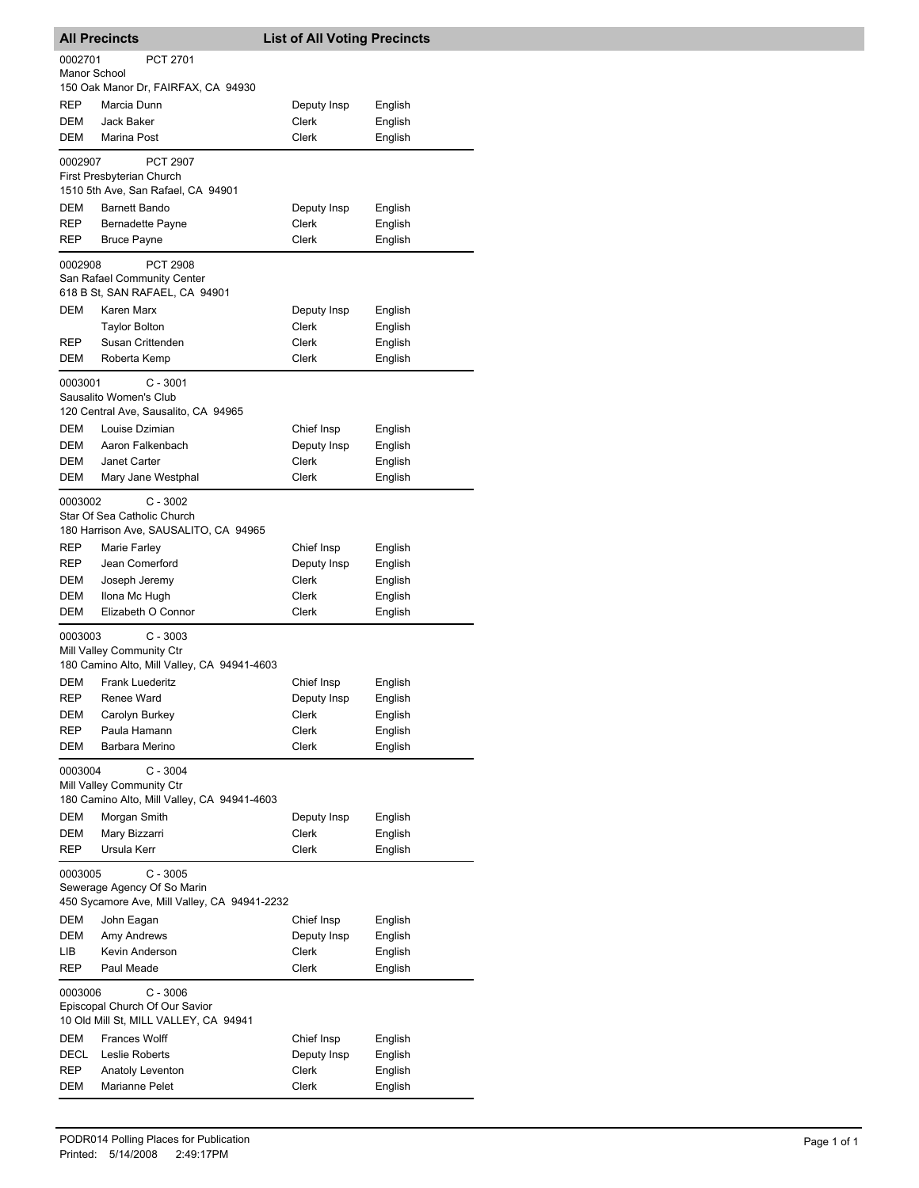## All Precincts — List of All Voting Precincts

**0002701** PCT 2701
Manor School
150 Oak Manor Dr, FAIRFAX, CA 94930

| Party | Name | Role | Language |
|---|---|---|---|
| REP | Marcia Dunn | Deputy Insp | English |
| DEM | Jack Baker | Clerk | English |
| DEM | Marina Post | Clerk | English |

**0002907** PCT 2907
First Presbyterian Church
1510 5th Ave, San Rafael, CA 94901

| Party | Name | Role | Language |
|---|---|---|---|
| DEM | Barnett Bando | Deputy Insp | English |
| REP | Bernadette Payne | Clerk | English |
| REP | Bruce Payne | Clerk | English |

**0002908** PCT 2908
San Rafael Community Center
618 B St, SAN RAFAEL, CA 94901

| Party | Name | Role | Language |
|---|---|---|---|
| DEM | Karen Marx | Deputy Insp | English |
| | Taylor Bolton | Clerk | English |
| REP | Susan Crittenden | Clerk | English |
| DEM | Roberta Kemp | Clerk | English |

**0003001** C - 3001
Sausalito Women's Club
120 Central Ave, Sausalito, CA 94965

| Party | Name | Role | Language |
|---|---|---|---|
| DEM | Louise Dzimian | Chief Insp | English |
| DEM | Aaron Falkenbach | Deputy Insp | English |
| DEM | Janet Carter | Clerk | English |
| DEM | Mary Jane Westphal | Clerk | English |

**0003002** C - 3002
Star Of Sea Catholic Church
180 Harrison Ave, SAUSALITO, CA 94965

| Party | Name | Role | Language |
|---|---|---|---|
| REP | Marie Farley | Chief Insp | English |
| REP | Jean Comerford | Deputy Insp | English |
| DEM | Joseph Jeremy | Clerk | English |
| DEM | Ilona Mc Hugh | Clerk | English |
| DEM | Elizabeth O Connor | Clerk | English |

**0003003** C - 3003
Mill Valley Community Ctr
180 Camino Alto, Mill Valley, CA 94941-4603

| Party | Name | Role | Language |
|---|---|---|---|
| DEM | Frank Luederitz | Chief Insp | English |
| REP | Renee Ward | Deputy Insp | English |
| DEM | Carolyn Burkey | Clerk | English |
| REP | Paula Hamann | Clerk | English |
| DEM | Barbara Merino | Clerk | English |

**0003004** C - 3004
Mill Valley Community Ctr
180 Camino Alto, Mill Valley, CA 94941-4603

| Party | Name | Role | Language |
|---|---|---|---|
| DEM | Morgan Smith | Deputy Insp | English |
| DEM | Mary Bizzarri | Clerk | English |
| REP | Ursula Kerr | Clerk | English |

**0003005** C - 3005
Sewerage Agency Of So Marin
450 Sycamore Ave, Mill Valley, CA 94941-2232

| Party | Name | Role | Language |
|---|---|---|---|
| DEM | John Eagan | Chief Insp | English |
| DEM | Amy Andrews | Deputy Insp | English |
| LIB | Kevin Anderson | Clerk | English |
| REP | Paul Meade | Clerk | English |

**0003006** C - 3006
Episcopal Church Of Our Savior
10 Old Mill St, MILL VALLEY, CA 94941

| Party | Name | Role | Language |
|---|---|---|---|
| DEM | Frances Wolff | Chief Insp | English |
| DECL | Leslie Roberts | Deputy Insp | English |
| REP | Anatoly Leventon | Clerk | English |
| DEM | Marianne Pelet | Clerk | English |

PODR014 Polling Places for Publication
Printed: 5/14/2008 2:49:17PM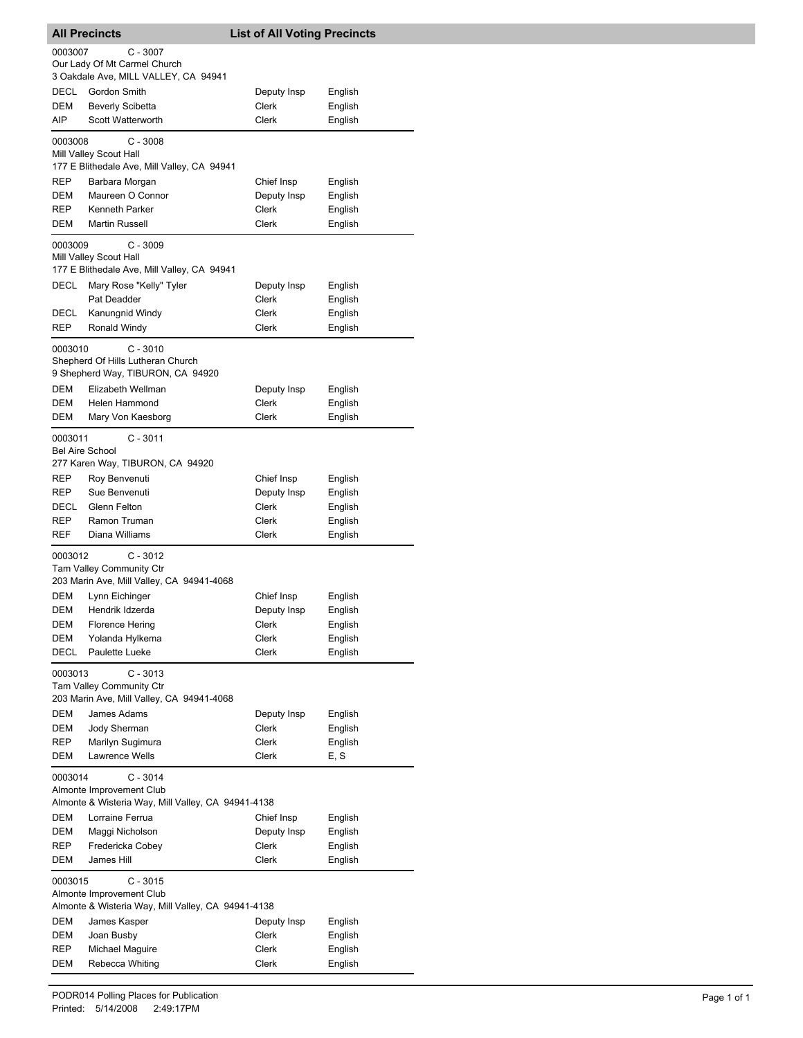## All Precincts — List of All Voting Precincts

**0003007 C - 3007**
Our Lady Of Mt Carmel Church
3 Oakdale Ave, MILL VALLEY, CA 94941

| Party | Name | Position | Language |
|---|---|---|---|
| DECL | Gordon Smith | Deputy Insp | English |
| DEM | Beverly Scibetta | Clerk | English |
| AIP | Scott Watterworth | Clerk | English |

**0003008 C - 3008**
Mill Valley Scout Hall
177 E Blithedale Ave, Mill Valley, CA 94941

| Party | Name | Position | Language |
|---|---|---|---|
| REP | Barbara Morgan | Chief Insp | English |
| DEM | Maureen O Connor | Deputy Insp | English |
| REP | Kenneth Parker | Clerk | English |
| DEM | Martin Russell | Clerk | English |

**0003009 C - 3009**
Mill Valley Scout Hall
177 E Blithedale Ave, Mill Valley, CA 94941

| Party | Name | Position | Language |
|---|---|---|---|
| DECL | Mary Rose "Kelly" Tyler | Deputy Insp | English |
| | Pat Deadder | Clerk | English |
| DECL | Kanungnid Windy | Clerk | English |
| REP | Ronald Windy | Clerk | English |

**0003010 C - 3010**
Shepherd Of Hills Lutheran Church
9 Shepherd Way, TIBURON, CA 94920

| Party | Name | Position | Language |
|---|---|---|---|
| DEM | Elizabeth Wellman | Deputy Insp | English |
| DEM | Helen Hammond | Clerk | English |
| DEM | Mary Von Kaesborg | Clerk | English |

**0003011 C - 3011**
Bel Aire School
277 Karen Way, TIBURON, CA 94920

| Party | Name | Position | Language |
|---|---|---|---|
| REP | Roy Benvenuti | Chief Insp | English |
| REP | Sue Benvenuti | Deputy Insp | English |
| DECL | Glenn Felton | Clerk | English |
| REP | Ramon Truman | Clerk | English |
| REF | Diana Williams | Clerk | English |

**0003012 C - 3012**
Tam Valley Community Ctr
203 Marin Ave, Mill Valley, CA 94941-4068

| Party | Name | Position | Language |
|---|---|---|---|
| DEM | Lynn Eichinger | Chief Insp | English |
| DEM | Hendrik Idzerda | Deputy Insp | English |
| DEM | Florence Hering | Clerk | English |
| DEM | Yolanda Hylkema | Clerk | English |
| DECL | Paulette Lueke | Clerk | English |

**0003013 C - 3013**
Tam Valley Community Ctr
203 Marin Ave, Mill Valley, CA 94941-4068

| Party | Name | Position | Language |
|---|---|---|---|
| DEM | James Adams | Deputy Insp | English |
| DEM | Jody Sherman | Clerk | English |
| REP | Marilyn Sugimura | Clerk | English |
| DEM | Lawrence Wells | Clerk | E, S |

**0003014 C - 3014**
Almonte Improvement Club
Almonte & Wisteria Way, Mill Valley, CA 94941-4138

| Party | Name | Position | Language |
|---|---|---|---|
| DEM | Lorraine Ferrua | Chief Insp | English |
| DEM | Maggi Nicholson | Deputy Insp | English |
| REP | Fredericka Cobey | Clerk | English |
| DEM | James Hill | Clerk | English |

**0003015 C - 3015**
Almonte Improvement Club
Almonte & Wisteria Way, Mill Valley, CA 94941-4138

| Party | Name | Position | Language |
|---|---|---|---|
| DEM | James Kasper | Deputy Insp | English |
| DEM | Joan Busby | Clerk | English |
| REP | Michael Maguire | Clerk | English |
| DEM | Rebecca Whiting | Clerk | English |

PODR014 Polling Places for Publication
Printed: 5/14/2008 2:49:17PM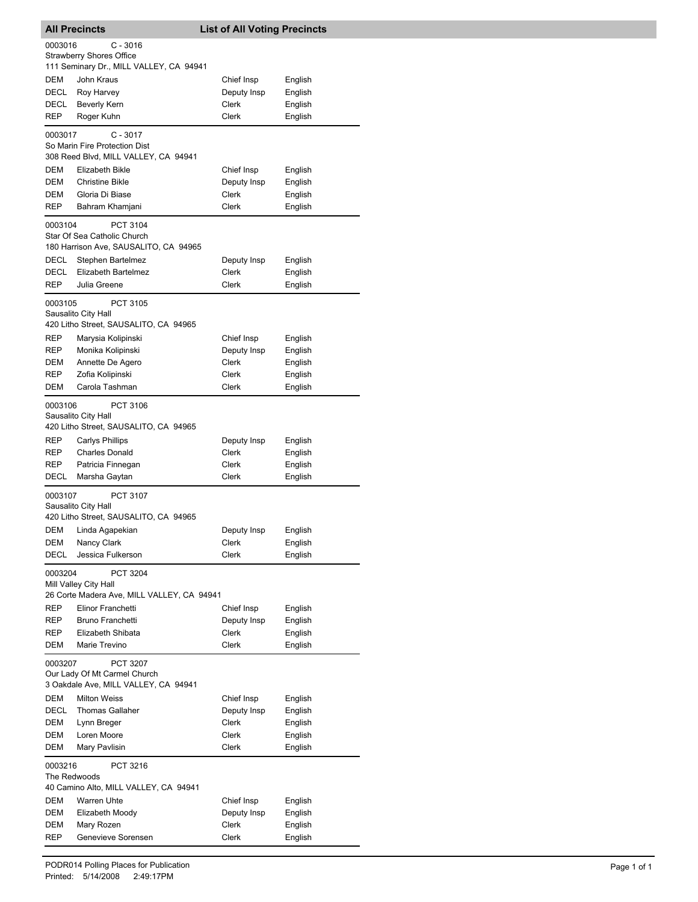## All Precincts — List of All Voting Precincts

**0003016** C - 3016
Strawberry Shores Office
111 Seminary Dr., MILL VALLEY, CA 94941

| Party | Name | Position | Language |
|---|---|---|---|
| DEM | John Kraus | Chief Insp | English |
| DECL | Roy Harvey | Deputy Insp | English |
| DECL | Beverly Kern | Clerk | English |
| REP | Roger Kuhn | Clerk | English |

**0003017** C - 3017
So Marin Fire Protection Dist
308 Reed Blvd, MILL VALLEY, CA 94941

| Party | Name | Position | Language |
|---|---|---|---|
| DEM | Elizabeth Bikle | Chief Insp | English |
| DEM | Christine Bikle | Deputy Insp | English |
| DEM | Gloria Di Biase | Clerk | English |
| REP | Bahram Khamjani | Clerk | English |

**0003104** PCT 3104
Star Of Sea Catholic Church
180 Harrison Ave, SAUSALITO, CA 94965

| Party | Name | Position | Language |
|---|---|---|---|
| DECL | Stephen Bartelmez | Deputy Insp | English |
| DECL | Elizabeth Bartelmez | Clerk | English |
| REP | Julia Greene | Clerk | English |

**0003105** PCT 3105
Sausalito City Hall
420 Litho Street, SAUSALITO, CA 94965

| Party | Name | Position | Language |
|---|---|---|---|
| REP | Marysia Kolipinski | Chief Insp | English |
| REP | Monika Kolipinski | Deputy Insp | English |
| DEM | Annette De Agero | Clerk | English |
| REP | Zofia Kolipinski | Clerk | English |
| DEM | Carola Tashman | Clerk | English |

**0003106** PCT 3106
Sausalito City Hall
420 Litho Street, SAUSALITO, CA 94965

| Party | Name | Position | Language |
|---|---|---|---|
| REP | Carlys Phillips | Deputy Insp | English |
| REP | Charles Donald | Clerk | English |
| REP | Patricia Finnegan | Clerk | English |
| DECL | Marsha Gaytan | Clerk | English |

**0003107** PCT 3107
Sausalito City Hall
420 Litho Street, SAUSALITO, CA 94965

| Party | Name | Position | Language |
|---|---|---|---|
| DEM | Linda Agapekian | Deputy Insp | English |
| DEM | Nancy Clark | Clerk | English |
| DECL | Jessica Fulkerson | Clerk | English |

**0003204** PCT 3204
Mill Valley City Hall
26 Corte Madera Ave, MILL VALLEY, CA 94941

| Party | Name | Position | Language |
|---|---|---|---|
| REP | Elinor Franchetti | Chief Insp | English |
| REP | Bruno Franchetti | Deputy Insp | English |
| REP | Elizabeth Shibata | Clerk | English |
| DEM | Marie Trevino | Clerk | English |

**0003207** PCT 3207
Our Lady Of Mt Carmel Church
3 Oakdale Ave, MILL VALLEY, CA 94941

| Party | Name | Position | Language |
|---|---|---|---|
| DEM | Milton Weiss | Chief Insp | English |
| DECL | Thomas Gallaher | Deputy Insp | English |
| DEM | Lynn Breger | Clerk | English |
| DEM | Loren Moore | Clerk | English |
| DEM | Mary Pavlisin | Clerk | English |

**0003216** PCT 3216
The Redwoods
40 Camino Alto, MILL VALLEY, CA 94941

| Party | Name | Position | Language |
|---|---|---|---|
| DEM | Warren Uhte | Chief Insp | English |
| DEM | Elizabeth Moody | Deputy Insp | English |
| DEM | Mary Rozen | Clerk | English |
| REP | Genevieve Sorensen | Clerk | English |

PODR014 Polling Places for Publication
Printed: 5/14/2008 2:49:17PM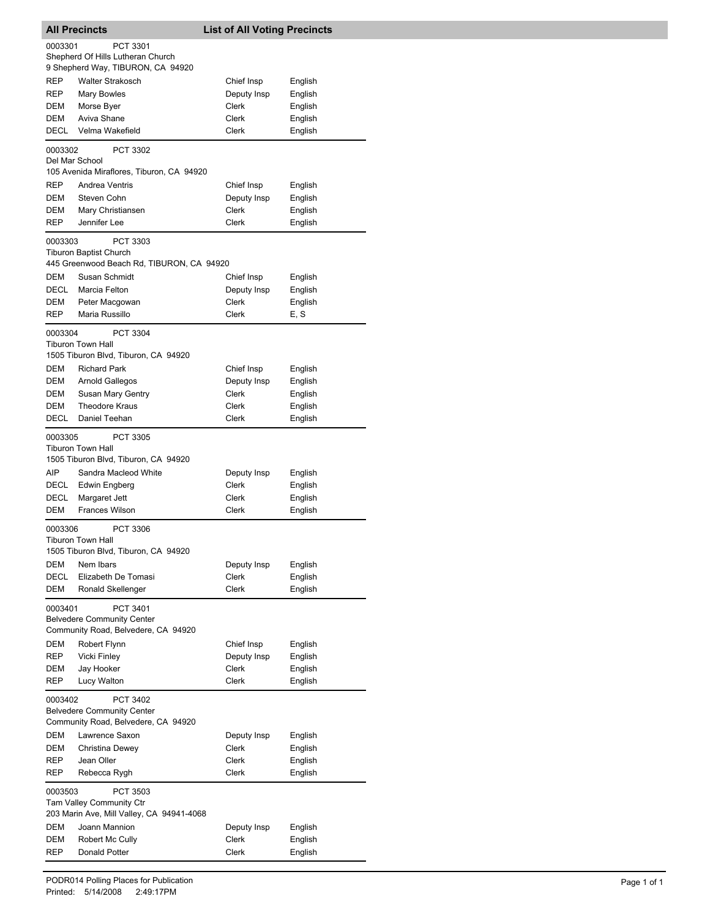## All Precincts — List of All Voting Precincts

**0003301 PCT 3301**
Shepherd Of Hills Lutheran Church
9 Shepherd Way, TIBURON, CA 94920

| Party | Name | Position | Language |
|---|---|---|---|
| REP | Walter Strakosch | Chief Insp | English |
| REP | Mary Bowles | Deputy Insp | English |
| DEM | Morse Byer | Clerk | English |
| DEM | Aviva Shane | Clerk | English |
| DECL | Velma Wakefield | Clerk | English |

**0003302 PCT 3302**
Del Mar School
105 Avenida Miraflores, Tiburon, CA 94920

| Party | Name | Position | Language |
|---|---|---|---|
| REP | Andrea Ventris | Chief Insp | English |
| DEM | Steven Cohn | Deputy Insp | English |
| DEM | Mary Christiansen | Clerk | English |
| REP | Jennifer Lee | Clerk | English |

**0003303 PCT 3303**
Tiburon Baptist Church
445 Greenwood Beach Rd, TIBURON, CA 94920

| Party | Name | Position | Language |
|---|---|---|---|
| DEM | Susan Schmidt | Chief Insp | English |
| DECL | Marcia Felton | Deputy Insp | English |
| DEM | Peter Macgowan | Clerk | English |
| REP | Maria Russillo | Clerk | E, S |

**0003304 PCT 3304**
Tiburon Town Hall
1505 Tiburon Blvd, Tiburon, CA 94920

| Party | Name | Position | Language |
|---|---|---|---|
| DEM | Richard Park | Chief Insp | English |
| DEM | Arnold Gallegos | Deputy Insp | English |
| DEM | Susan Mary Gentry | Clerk | English |
| DEM | Theodore Kraus | Clerk | English |
| DECL | Daniel Teehan | Clerk | English |

**0003305 PCT 3305**
Tiburon Town Hall
1505 Tiburon Blvd, Tiburon, CA 94920

| Party | Name | Position | Language |
|---|---|---|---|
| AIP | Sandra Macleod White | Deputy Insp | English |
| DECL | Edwin Engberg | Clerk | English |
| DECL | Margaret Jett | Clerk | English |
| DEM | Frances Wilson | Clerk | English |

**0003306 PCT 3306**
Tiburon Town Hall
1505 Tiburon Blvd, Tiburon, CA 94920

| Party | Name | Position | Language |
|---|---|---|---|
| DEM | Nem Ibars | Deputy Insp | English |
| DECL | Elizabeth De Tomasi | Clerk | English |
| DEM | Ronald Skellenger | Clerk | English |

**0003401 PCT 3401**
Belvedere Community Center
Community Road, Belvedere, CA 94920

| Party | Name | Position | Language |
|---|---|---|---|
| DEM | Robert Flynn | Chief Insp | English |
| REP | Vicki Finley | Deputy Insp | English |
| DEM | Jay Hooker | Clerk | English |
| REP | Lucy Walton | Clerk | English |

**0003402 PCT 3402**
Belvedere Community Center
Community Road, Belvedere, CA 94920

| Party | Name | Position | Language |
|---|---|---|---|
| DEM | Lawrence Saxon | Deputy Insp | English |
| DEM | Christina Dewey | Clerk | English |
| REP | Jean Oller | Clerk | English |
| REP | Rebecca Rygh | Clerk | English |

**0003503 PCT 3503**
Tam Valley Community Ctr
203 Marin Ave, Mill Valley, CA 94941-4068

| Party | Name | Position | Language |
|---|---|---|---|
| DEM | Joann Mannion | Deputy Insp | English |
| DEM | Robert Mc Cully | Clerk | English |
| REP | Donald Potter | Clerk | English |

PODR014 Polling Places for Publication
Printed: 5/14/2008 2:49:17PM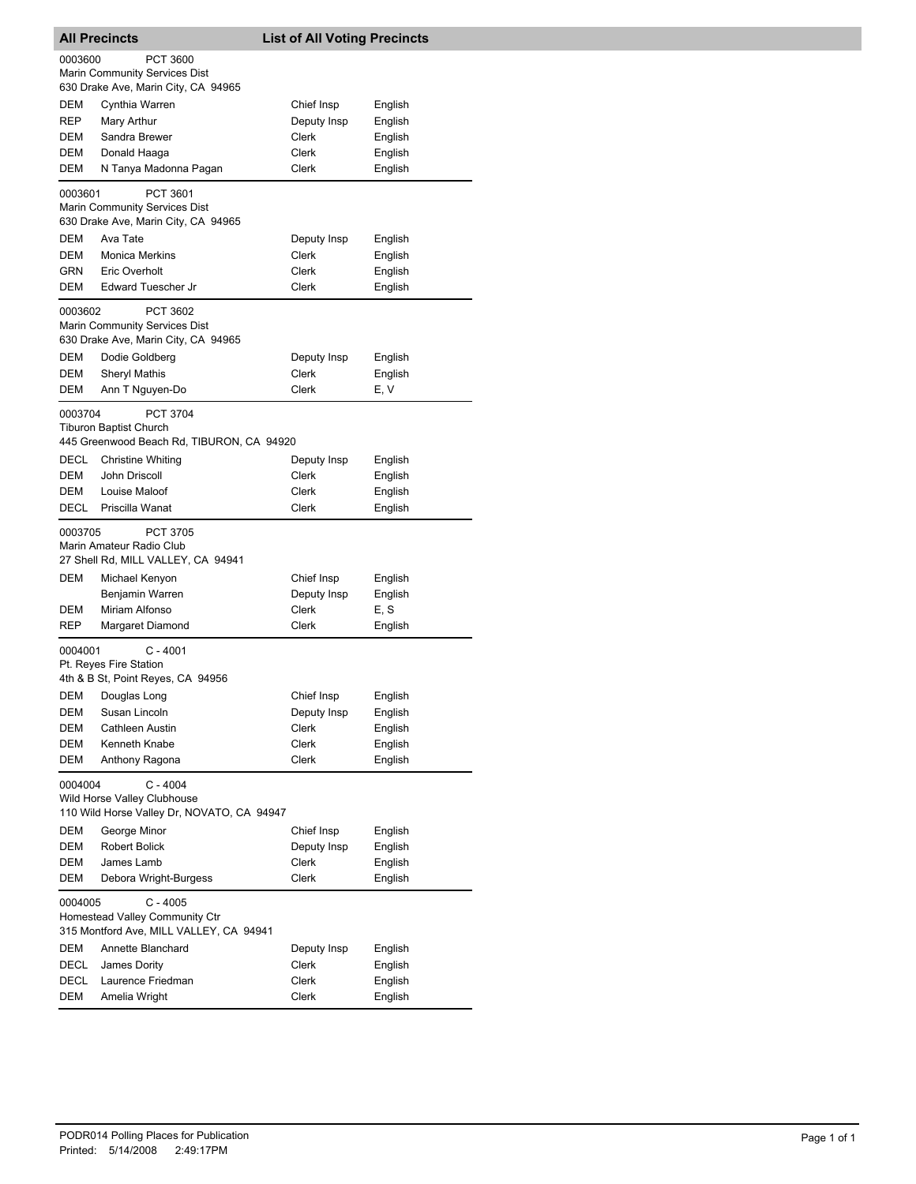## All Precincts — List of All Voting Precincts

**0003600 — PCT 3600**
Marin Community Services Dist
630 Drake Ave, Marin City, CA 94965

| Party | Name | Position | Language |
|---|---|---|---|
| DEM | Cynthia Warren | Chief Insp | English |
| REP | Mary Arthur | Deputy Insp | English |
| DEM | Sandra Brewer | Clerk | English |
| DEM | Donald Haaga | Clerk | English |
| DEM | N Tanya Madonna Pagan | Clerk | English |

**0003601 — PCT 3601**
Marin Community Services Dist
630 Drake Ave, Marin City, CA 94965

| Party | Name | Position | Language |
|---|---|---|---|
| DEM | Ava Tate | Deputy Insp | English |
| DEM | Monica Merkins | Clerk | English |
| GRN | Eric Overholt | Clerk | English |
| DEM | Edward Tuescher Jr | Clerk | English |

**0003602 — PCT 3602**
Marin Community Services Dist
630 Drake Ave, Marin City, CA 94965

| Party | Name | Position | Language |
|---|---|---|---|
| DEM | Dodie Goldberg | Deputy Insp | English |
| DEM | Sheryl Mathis | Clerk | English |
| DEM | Ann T Nguyen-Do | Clerk | E, V |

**0003704 — PCT 3704**
Tiburon Baptist Church
445 Greenwood Beach Rd, TIBURON, CA 94920

| Party | Name | Position | Language |
|---|---|---|---|
| DECL | Christine Whiting | Deputy Insp | English |
| DEM | John Driscoll | Clerk | English |
| DEM | Louise Maloof | Clerk | English |
| DECL | Priscilla Wanat | Clerk | English |

**0003705 — PCT 3705**
Marin Amateur Radio Club
27 Shell Rd, MILL VALLEY, CA 94941

| Party | Name | Position | Language |
|---|---|---|---|
| DEM | Michael Kenyon | Chief Insp | English |
| | Benjamin Warren | Deputy Insp | English |
| DEM | Miriam Alfonso | Clerk | E, S |
| REP | Margaret Diamond | Clerk | English |

**0004001 — C - 4001**
Pt. Reyes Fire Station
4th & B St, Point Reyes, CA 94956

| Party | Name | Position | Language |
|---|---|---|---|
| DEM | Douglas Long | Chief Insp | English |
| DEM | Susan Lincoln | Deputy Insp | English |
| DEM | Cathleen Austin | Clerk | English |
| DEM | Kenneth Knabe | Clerk | English |
| DEM | Anthony Ragona | Clerk | English |

**0004004 — C - 4004**
Wild Horse Valley Clubhouse
110 Wild Horse Valley Dr, NOVATO, CA 94947

| Party | Name | Position | Language |
|---|---|---|---|
| DEM | George Minor | Chief Insp | English |
| DEM | Robert Bolick | Deputy Insp | English |
| DEM | James Lamb | Clerk | English |
| DEM | Debora Wright-Burgess | Clerk | English |

**0004005 — C - 4005**
Homestead Valley Community Ctr
315 Montford Ave, MILL VALLEY, CA 94941

| Party | Name | Position | Language |
|---|---|---|---|
| DEM | Annette Blanchard | Deputy Insp | English |
| DECL | James Dority | Clerk | English |
| DECL | Laurence Friedman | Clerk | English |
| DEM | Amelia Wright | Clerk | English |

PODR014 Polling Places for Publication
Printed: 5/14/2008 2:49:17PM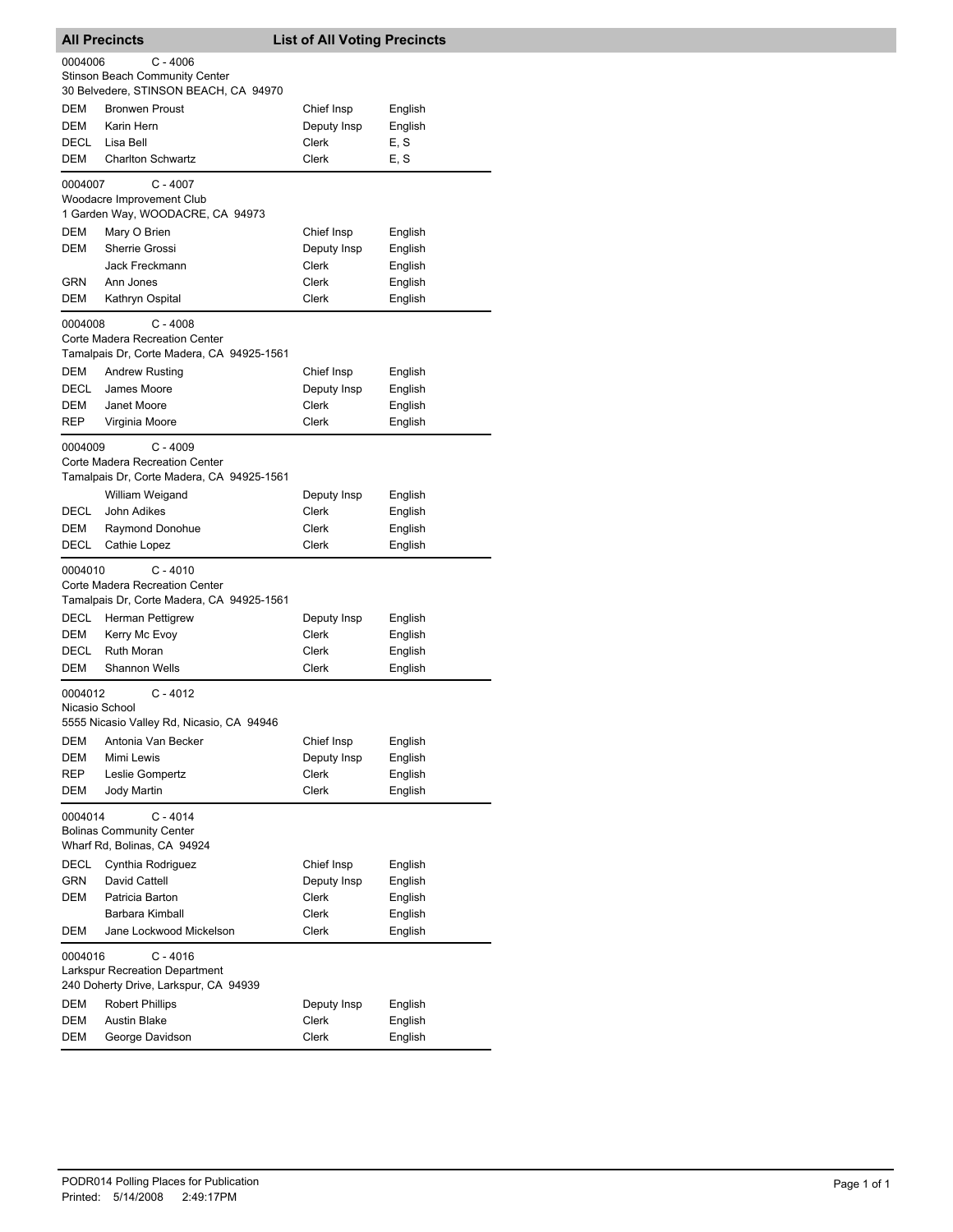**All Precincts** **List of All Voting Precincts**

0004006 C - 4006
Stinson Beach Community Center
30 Belvedere, STINSON BEACH, CA 94970

| | | | |
|---|---|---|---|
| DEM | Bronwen Proust | Chief Insp | English |
| DEM | Karin Hern | Deputy Insp | English |
| DECL | Lisa Bell | Clerk | E, S |
| DEM | Charlton Schwartz | Clerk | E, S |

0004007 C - 4007
Woodacre Improvement Club
1 Garden Way, WOODACRE, CA 94973

| | | | |
|---|---|---|---|
| DEM | Mary O Brien | Chief Insp | English |
| DEM | Sherrie Grossi | Deputy Insp | English |
| | Jack Freckmann | Clerk | English |
| GRN | Ann Jones | Clerk | English |
| DEM | Kathryn Ospital | Clerk | English |

0004008 C - 4008
Corte Madera Recreation Center
Tamalpais Dr, Corte Madera, CA 94925-1561

| | | | |
|---|---|---|---|
| DEM | Andrew Rusting | Chief Insp | English |
| DECL | James Moore | Deputy Insp | English |
| DEM | Janet Moore | Clerk | English |
| REP | Virginia Moore | Clerk | English |

0004009 C - 4009
Corte Madera Recreation Center
Tamalpais Dr, Corte Madera, CA 94925-1561

| | | | |
|---|---|---|---|
| | William Weigand | Deputy Insp | English |
| DECL | John Adikes | Clerk | English |
| DEM | Raymond Donohue | Clerk | English |
| DECL | Cathie Lopez | Clerk | English |

0004010 C - 4010
Corte Madera Recreation Center
Tamalpais Dr, Corte Madera, CA 94925-1561

| | | | |
|---|---|---|---|
| DECL | Herman Pettigrew | Deputy Insp | English |
| DEM | Kerry Mc Evoy | Clerk | English |
| DECL | Ruth Moran | Clerk | English |
| DEM | Shannon Wells | Clerk | English |

0004012 C - 4012
Nicasio School
5555 Nicasio Valley Rd, Nicasio, CA 94946

| | | | |
|---|---|---|---|
| DEM | Antonia Van Becker | Chief Insp | English |
| DEM | Mimi Lewis | Deputy Insp | English |
| REP | Leslie Gompertz | Clerk | English |
| DEM | Jody Martin | Clerk | English |

0004014 C - 4014
Bolinas Community Center
Wharf Rd, Bolinas, CA 94924

| | | | |
|---|---|---|---|
| DECL | Cynthia Rodriguez | Chief Insp | English |
| GRN | David Cattell | Deputy Insp | English |
| DEM | Patricia Barton | Clerk | English |
| | Barbara Kimball | Clerk | English |
| DEM | Jane Lockwood Mickelson | Clerk | English |

0004016 C - 4016
Larkspur Recreation Department
240 Doherty Drive, Larkspur, CA 94939

| | | | |
|---|---|---|---|
| DEM | Robert Phillips | Deputy Insp | English |
| DEM | Austin Blake | Clerk | English |
| DEM | George Davidson | Clerk | English |

PODR014 Polling Places for Publication
Printed: 5/14/2008 2:49:17PM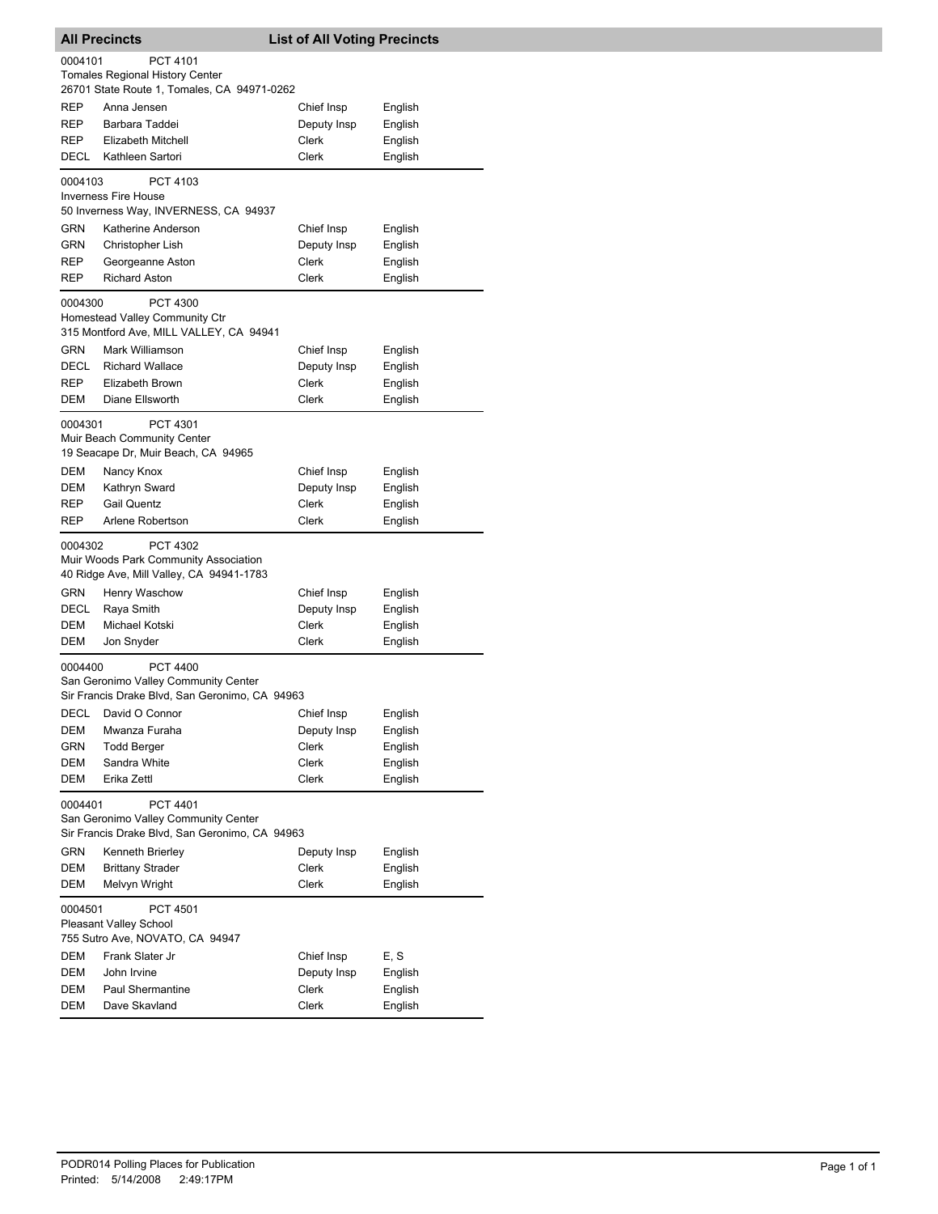## All Precincts — List of All Voting Precincts

**0004101 — PCT 4101**
Tomales Regional History Center
26701 State Route 1, Tomales, CA 94971-0262

| | | | |
|---|---|---|---|
| REP | Anna Jensen | Chief Insp | English |
| REP | Barbara Taddei | Deputy Insp | English |
| REP | Elizabeth Mitchell | Clerk | English |
| DECL | Kathleen Sartori | Clerk | English |

**0004103 — PCT 4103**
Inverness Fire House
50 Inverness Way, INVERNESS, CA 94937

| | | | |
|---|---|---|---|
| GRN | Katherine Anderson | Chief Insp | English |
| GRN | Christopher Lish | Deputy Insp | English |
| REP | Georgeanne Aston | Clerk | English |
| REP | Richard Aston | Clerk | English |

**0004300 — PCT 4300**
Homestead Valley Community Ctr
315 Montford Ave, MILL VALLEY, CA 94941

| | | | |
|---|---|---|---|
| GRN | Mark Williamson | Chief Insp | English |
| DECL | Richard Wallace | Deputy Insp | English |
| REP | Elizabeth Brown | Clerk | English |
| DEM | Diane Ellsworth | Clerk | English |

**0004301 — PCT 4301**
Muir Beach Community Center
19 Seacape Dr, Muir Beach, CA 94965

| | | | |
|---|---|---|---|
| DEM | Nancy Knox | Chief Insp | English |
| DEM | Kathryn Sward | Deputy Insp | English |
| REP | Gail Quentz | Clerk | English |
| REP | Arlene Robertson | Clerk | English |

**0004302 — PCT 4302**
Muir Woods Park Community Association
40 Ridge Ave, Mill Valley, CA 94941-1783

| | | | |
|---|---|---|---|
| GRN | Henry Waschow | Chief Insp | English |
| DECL | Raya Smith | Deputy Insp | English |
| DEM | Michael Kotski | Clerk | English |
| DEM | Jon Snyder | Clerk | English |

**0004400 — PCT 4400**
San Geronimo Valley Community Center
Sir Francis Drake Blvd, San Geronimo, CA 94963

| | | | |
|---|---|---|---|
| DECL | David O Connor | Chief Insp | English |
| DEM | Mwanza Furaha | Deputy Insp | English |
| GRN | Todd Berger | Clerk | English |
| DEM | Sandra White | Clerk | English |
| DEM | Erika Zettl | Clerk | English |

**0004401 — PCT 4401**
San Geronimo Valley Community Center
Sir Francis Drake Blvd, San Geronimo, CA 94963

| | | | |
|---|---|---|---|
| GRN | Kenneth Brierley | Deputy Insp | English |
| DEM | Brittany Strader | Clerk | English |
| DEM | Melvyn Wright | Clerk | English |

**0004501 — PCT 4501**
Pleasant Valley School
755 Sutro Ave, NOVATO, CA 94947

| | | | |
|---|---|---|---|
| DEM | Frank Slater Jr | Chief Insp | E, S |
| DEM | John Irvine | Deputy Insp | English |
| DEM | Paul Shermantine | Clerk | English |
| DEM | Dave Skavland | Clerk | English |

PODR014 Polling Places for Publication
Printed: 5/14/2008 2:49:17PM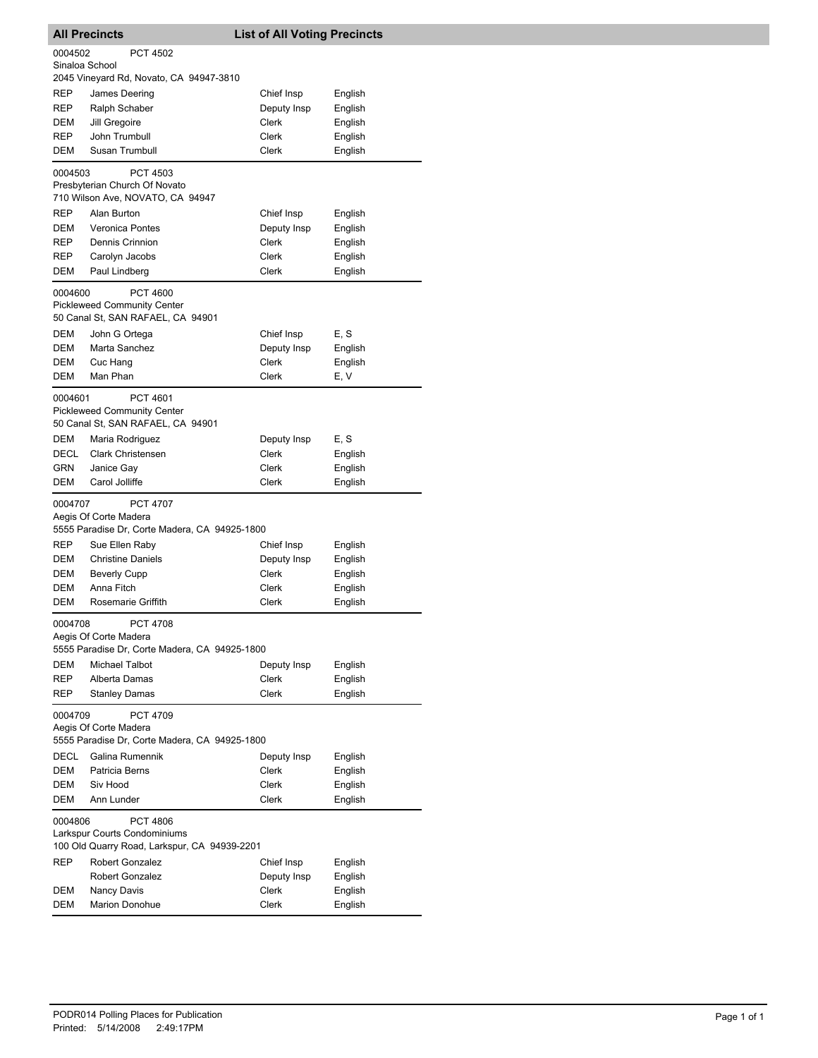## All Precincts — List of All Voting Precincts

**0004502 PCT 4502**
Sinaloa School
2045 Vineyard Rd, Novato, CA 94947-3810

| Party | Name | Position | Language |
|---|---|---|---|
| REP | James Deering | Chief Insp | English |
| REP | Ralph Schaber | Deputy Insp | English |
| DEM | Jill Gregoire | Clerk | English |
| REP | John Trumbull | Clerk | English |
| DEM | Susan Trumbull | Clerk | English |

**0004503 PCT 4503**
Presbyterian Church Of Novato
710 Wilson Ave, NOVATO, CA 94947

| Party | Name | Position | Language |
|---|---|---|---|
| REP | Alan Burton | Chief Insp | English |
| DEM | Veronica Pontes | Deputy Insp | English |
| REP | Dennis Crinnion | Clerk | English |
| REP | Carolyn Jacobs | Clerk | English |
| DEM | Paul Lindberg | Clerk | English |

**0004600 PCT 4600**
Pickleweed Community Center
50 Canal St, SAN RAFAEL, CA 94901

| Party | Name | Position | Language |
|---|---|---|---|
| DEM | John G Ortega | Chief Insp | E, S |
| DEM | Marta Sanchez | Deputy Insp | English |
| DEM | Cuc Hang | Clerk | English |
| DEM | Man Phan | Clerk | E, V |

**0004601 PCT 4601**
Pickleweed Community Center
50 Canal St, SAN RAFAEL, CA 94901

| Party | Name | Position | Language |
|---|---|---|---|
| DEM | Maria Rodriguez | Deputy Insp | E, S |
| DECL | Clark Christensen | Clerk | English |
| GRN | Janice Gay | Clerk | English |
| DEM | Carol Jolliffe | Clerk | English |

**0004707 PCT 4707**
Aegis Of Corte Madera
5555 Paradise Dr, Corte Madera, CA 94925-1800

| Party | Name | Position | Language |
|---|---|---|---|
| REP | Sue Ellen Raby | Chief Insp | English |
| DEM | Christine Daniels | Deputy Insp | English |
| DEM | Beverly Cupp | Clerk | English |
| DEM | Anna Fitch | Clerk | English |
| DEM | Rosemarie Griffith | Clerk | English |

**0004708 PCT 4708**
Aegis Of Corte Madera
5555 Paradise Dr, Corte Madera, CA 94925-1800

| Party | Name | Position | Language |
|---|---|---|---|
| DEM | Michael Talbot | Deputy Insp | English |
| REP | Alberta Damas | Clerk | English |
| REP | Stanley Damas | Clerk | English |

**0004709 PCT 4709**
Aegis Of Corte Madera
5555 Paradise Dr, Corte Madera, CA 94925-1800

| Party | Name | Position | Language |
|---|---|---|---|
| DECL | Galina Rumennik | Deputy Insp | English |
| DEM | Patricia Berns | Clerk | English |
| DEM | Siv Hood | Clerk | English |
| DEM | Ann Lunder | Clerk | English |

**0004806 PCT 4806**
Larkspur Courts Condominiums
100 Old Quarry Road, Larkspur, CA 94939-2201

| Party | Name | Position | Language |
|---|---|---|---|
| REP | Robert Gonzalez | Chief Insp | English |
| | Robert Gonzalez | Deputy Insp | English |
| DEM | Nancy Davis | Clerk | English |
| DEM | Marion Donohue | Clerk | English |

PODR014 Polling Places for Publication
Printed: 5/14/2008 2:49:17PM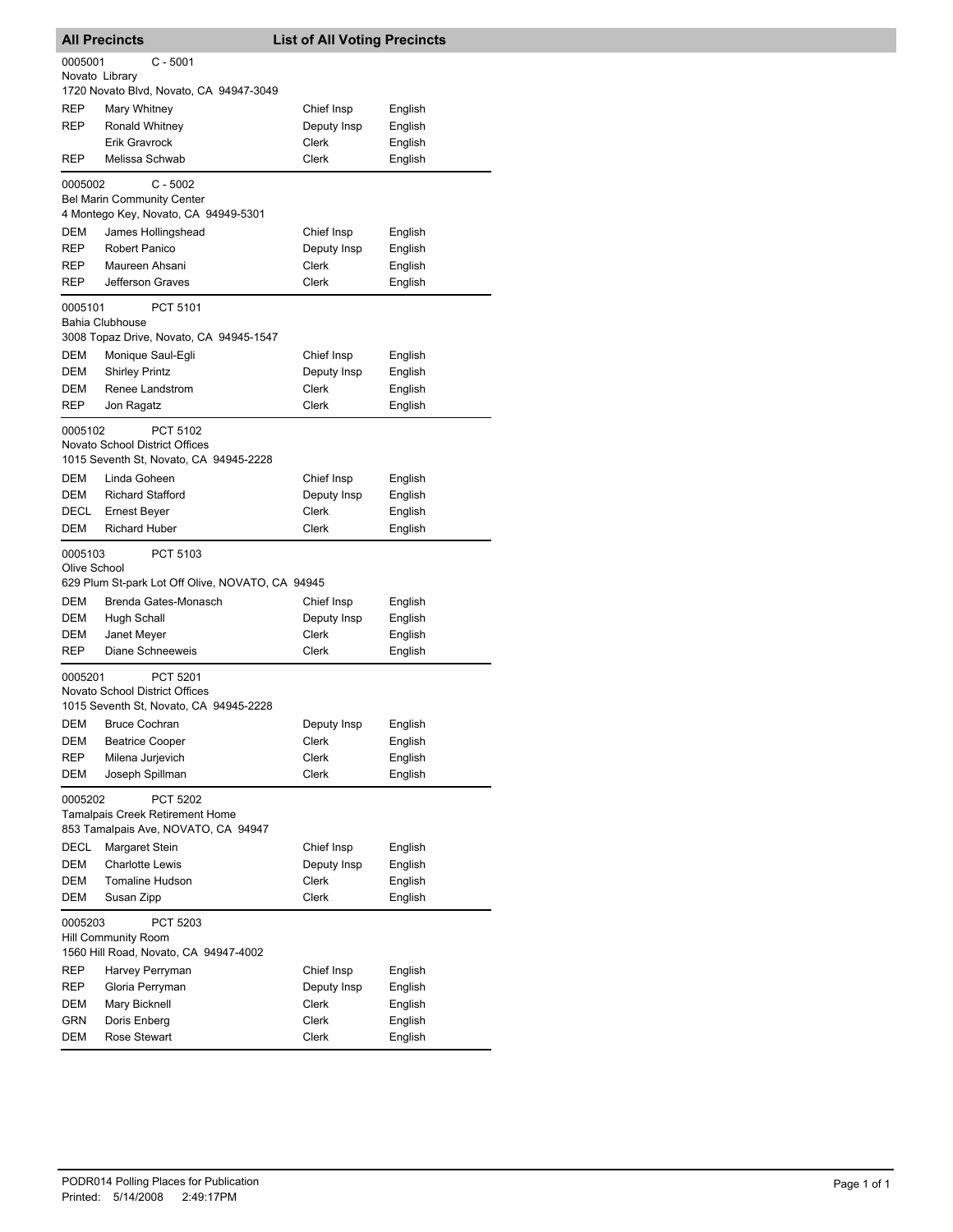## All Precincts — List of All Voting Precincts

**0005001** C - 5001
Novato Library
1720 Novato Blvd, Novato, CA 94947-3049

| Party | Name | Position | Language |
|---|---|---|---|
| REP | Mary Whitney | Chief Insp | English |
| REP | Ronald Whitney | Deputy Insp | English |
| | Erik Gravrock | Clerk | English |
| REP | Melissa Schwab | Clerk | English |

**0005002** C - 5002
Bel Marin Community Center
4 Montego Key, Novato, CA 94949-5301

| Party | Name | Position | Language |
|---|---|---|---|
| DEM | James Hollingshead | Chief Insp | English |
| REP | Robert Panico | Deputy Insp | English |
| REP | Maureen Ahsani | Clerk | English |
| REP | Jefferson Graves | Clerk | English |

**0005101** PCT 5101
Bahia Clubhouse
3008 Topaz Drive, Novato, CA 94945-1547

| Party | Name | Position | Language |
|---|---|---|---|
| DEM | Monique Saul-Egli | Chief Insp | English |
| DEM | Shirley Printz | Deputy Insp | English |
| DEM | Renee Landstrom | Clerk | English |
| REP | Jon Ragatz | Clerk | English |

**0005102** PCT 5102
Novato School District Offices
1015 Seventh St, Novato, CA 94945-2228

| Party | Name | Position | Language |
|---|---|---|---|
| DEM | Linda Goheen | Chief Insp | English |
| DEM | Richard Stafford | Deputy Insp | English |
| DECL | Ernest Beyer | Clerk | English |
| DEM | Richard Huber | Clerk | English |

**0005103** PCT 5103
Olive School
629 Plum St-park Lot Off Olive, NOVATO, CA 94945

| Party | Name | Position | Language |
|---|---|---|---|
| DEM | Brenda Gates-Monasch | Chief Insp | English |
| DEM | Hugh Schall | Deputy Insp | English |
| DEM | Janet Meyer | Clerk | English |
| REP | Diane Schneeweis | Clerk | English |

**0005201** PCT 5201
Novato School District Offices
1015 Seventh St, Novato, CA 94945-2228

| Party | Name | Position | Language |
|---|---|---|---|
| DEM | Bruce Cochran | Deputy Insp | English |
| DEM | Beatrice Cooper | Clerk | English |
| REP | Milena Jurjevich | Clerk | English |
| DEM | Joseph Spillman | Clerk | English |

**0005202** PCT 5202
Tamalpais Creek Retirement Home
853 Tamalpais Ave, NOVATO, CA 94947

| Party | Name | Position | Language |
|---|---|---|---|
| DECL | Margaret Stein | Chief Insp | English |
| DEM | Charlotte Lewis | Deputy Insp | English |
| DEM | Tomaline Hudson | Clerk | English |
| DEM | Susan Zipp | Clerk | English |

**0005203** PCT 5203
Hill Community Room
1560 Hill Road, Novato, CA 94947-4002

| Party | Name | Position | Language |
|---|---|---|---|
| REP | Harvey Perryman | Chief Insp | English |
| REP | Gloria Perryman | Deputy Insp | English |
| DEM | Mary Bicknell | Clerk | English |
| GRN | Doris Enberg | Clerk | English |
| DEM | Rose Stewart | Clerk | English |

PODR014 Polling Places for Publication
Printed: 5/14/2008 2:49:17PM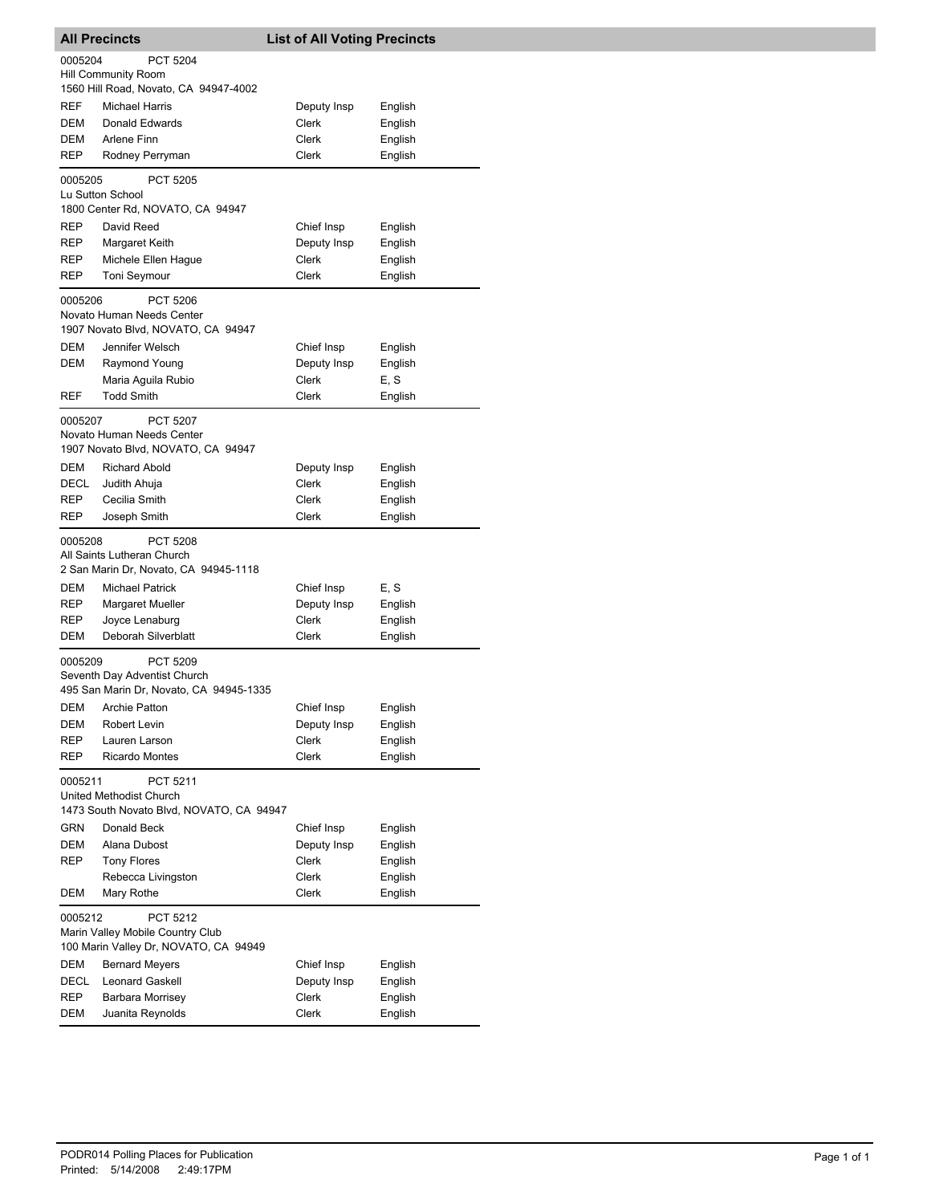## All Precincts — List of All Voting Precincts

**0005204 PCT 5204**
Hill Community Room
1560 Hill Road, Novato, CA 94947-4002

| Party | Name | Position | Language |
|---|---|---|---|
| REF | Michael Harris | Deputy Insp | English |
| DEM | Donald Edwards | Clerk | English |
| DEM | Arlene Finn | Clerk | English |
| REP | Rodney Perryman | Clerk | English |

**0005205 PCT 5205**
Lu Sutton School
1800 Center Rd, NOVATO, CA 94947

| Party | Name | Position | Language |
|---|---|---|---|
| REP | David Reed | Chief Insp | English |
| REP | Margaret Keith | Deputy Insp | English |
| REP | Michele Ellen Hague | Clerk | English |
| REP | Toni Seymour | Clerk | English |

**0005206 PCT 5206**
Novato Human Needs Center
1907 Novato Blvd, NOVATO, CA 94947

| Party | Name | Position | Language |
|---|---|---|---|
| DEM | Jennifer Welsch | Chief Insp | English |
| DEM | Raymond Young | Deputy Insp | English |
| | Maria Aguila Rubio | Clerk | E, S |
| REF | Todd Smith | Clerk | English |

**0005207 PCT 5207**
Novato Human Needs Center
1907 Novato Blvd, NOVATO, CA 94947

| Party | Name | Position | Language |
|---|---|---|---|
| DEM | Richard Abold | Deputy Insp | English |
| DECL | Judith Ahuja | Clerk | English |
| REP | Cecilia Smith | Clerk | English |
| REP | Joseph Smith | Clerk | English |

**0005208 PCT 5208**
All Saints Lutheran Church
2 San Marin Dr, Novato, CA 94945-1118

| Party | Name | Position | Language |
|---|---|---|---|
| DEM | Michael Patrick | Chief Insp | E, S |
| REP | Margaret Mueller | Deputy Insp | English |
| REP | Joyce Lenaburg | Clerk | English |
| DEM | Deborah Silverblatt | Clerk | English |

**0005209 PCT 5209**
Seventh Day Adventist Church
495 San Marin Dr, Novato, CA 94945-1335

| Party | Name | Position | Language |
|---|---|---|---|
| DEM | Archie Patton | Chief Insp | English |
| DEM | Robert Levin | Deputy Insp | English |
| REP | Lauren Larson | Clerk | English |
| REP | Ricardo Montes | Clerk | English |

**0005211 PCT 5211**
United Methodist Church
1473 South Novato Blvd, NOVATO, CA 94947

| Party | Name | Position | Language |
|---|---|---|---|
| GRN | Donald Beck | Chief Insp | English |
| DEM | Alana Dubost | Deputy Insp | English |
| REP | Tony Flores | Clerk | English |
| | Rebecca Livingston | Clerk | English |
| DEM | Mary Rothe | Clerk | English |

**0005212 PCT 5212**
Marin Valley Mobile Country Club
100 Marin Valley Dr, NOVATO, CA 94949

| Party | Name | Position | Language |
|---|---|---|---|
| DEM | Bernard Meyers | Chief Insp | English |
| DECL | Leonard Gaskell | Deputy Insp | English |
| REP | Barbara Morrisey | Clerk | English |
| DEM | Juanita Reynolds | Clerk | English |

PODR014 Polling Places for Publication
Printed: 5/14/2008 2:49:17PM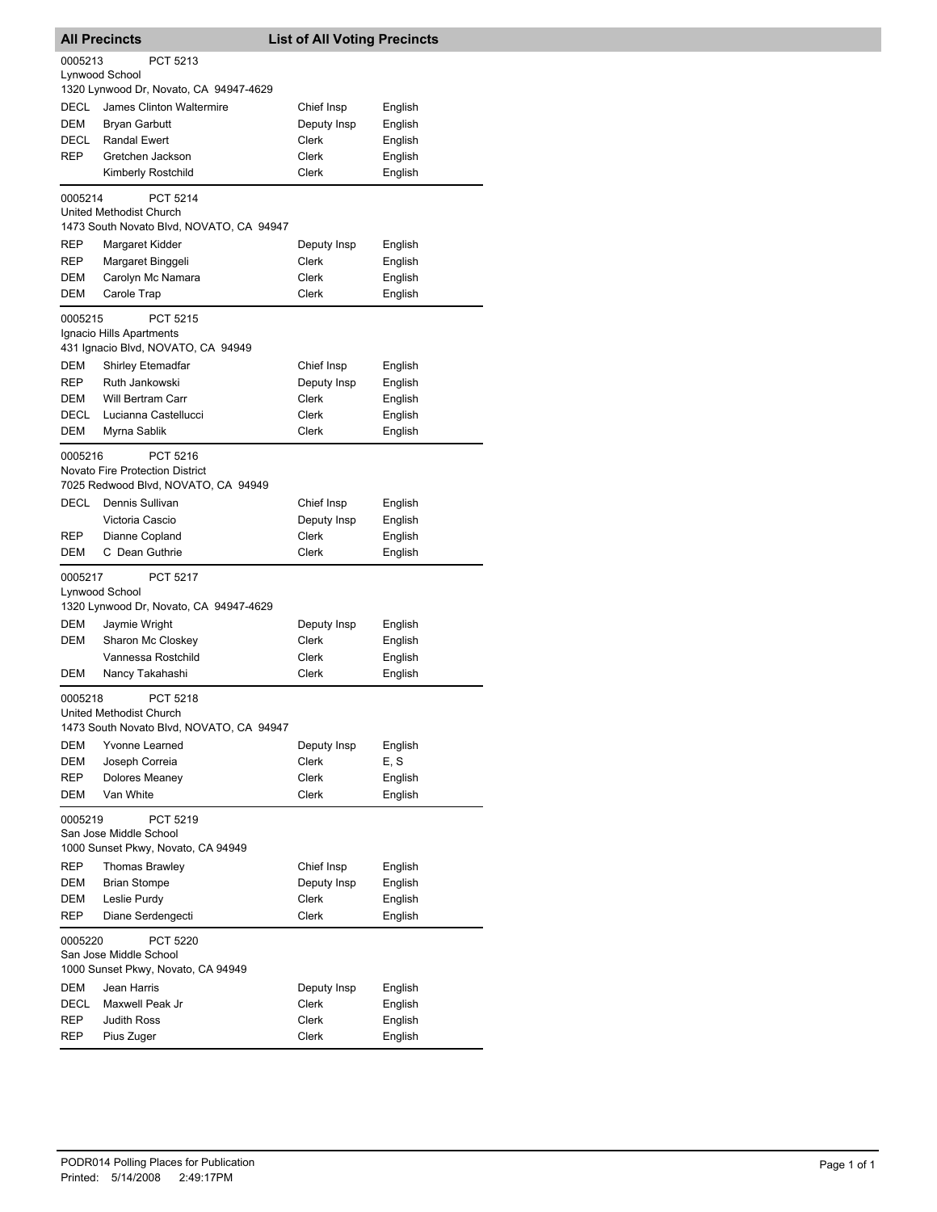**All Precincts** **List of All Voting Precincts**

0005213 PCT 5213
Lynwood School
1320 Lynwood Dr, Novato, CA 94947-4629

| | | | |
|---|---|---|---|
| DECL | James Clinton Waltermire | Chief Insp | English |
| DEM | Bryan Garbutt | Deputy Insp | English |
| DECL | Randal Ewert | Clerk | English |
| REP | Gretchen Jackson | Clerk | English |
| | Kimberly Rostchild | Clerk | English |

0005214 PCT 5214
United Methodist Church
1473 South Novato Blvd, NOVATO, CA 94947

| | | | |
|---|---|---|---|
| REP | Margaret Kidder | Deputy Insp | English |
| REP | Margaret Binggeli | Clerk | English |
| DEM | Carolyn Mc Namara | Clerk | English |
| DEM | Carole Trap | Clerk | English |

0005215 PCT 5215
Ignacio Hills Apartments
431 Ignacio Blvd, NOVATO, CA 94949

| | | | |
|---|---|---|---|
| DEM | Shirley Etemadfar | Chief Insp | English |
| REP | Ruth Jankowski | Deputy Insp | English |
| DEM | Will Bertram Carr | Clerk | English |
| DECL | Lucianna Castellucci | Clerk | English |
| DEM | Myrna Sablik | Clerk | English |

0005216 PCT 5216
Novato Fire Protection District
7025 Redwood Blvd, NOVATO, CA 94949

| | | | |
|---|---|---|---|
| DECL | Dennis Sullivan | Chief Insp | English |
| | Victoria Cascio | Deputy Insp | English |
| REP | Dianne Copland | Clerk | English |
| DEM | C Dean Guthrie | Clerk | English |

0005217 PCT 5217
Lynwood School
1320 Lynwood Dr, Novato, CA 94947-4629

| | | | |
|---|---|---|---|
| DEM | Jaymie Wright | Deputy Insp | English |
| DEM | Sharon Mc Closkey | Clerk | English |
| | Vannessa Rostchild | Clerk | English |
| DEM | Nancy Takahashi | Clerk | English |

0005218 PCT 5218
United Methodist Church
1473 South Novato Blvd, NOVATO, CA 94947

| | | | |
|---|---|---|---|
| DEM | Yvonne Learned | Deputy Insp | English |
| DEM | Joseph Correia | Clerk | E, S |
| REP | Dolores Meaney | Clerk | English |
| DEM | Van White | Clerk | English |

0005219 PCT 5219
San Jose Middle School
1000 Sunset Pkwy, Novato, CA 94949

| | | | |
|---|---|---|---|
| REP | Thomas Brawley | Chief Insp | English |
| DEM | Brian Stompe | Deputy Insp | English |
| DEM | Leslie Purdy | Clerk | English |
| REP | Diane Serdengecti | Clerk | English |

0005220 PCT 5220
San Jose Middle School
1000 Sunset Pkwy, Novato, CA 94949

| | | | |
|---|---|---|---|
| DEM | Jean Harris | Deputy Insp | English |
| DECL | Maxwell Peak Jr | Clerk | English |
| REP | Judith Ross | Clerk | English |
| REP | Pius Zuger | Clerk | English |

PODR014 Polling Places for Publication
Printed: 5/14/2008 2:49:17PM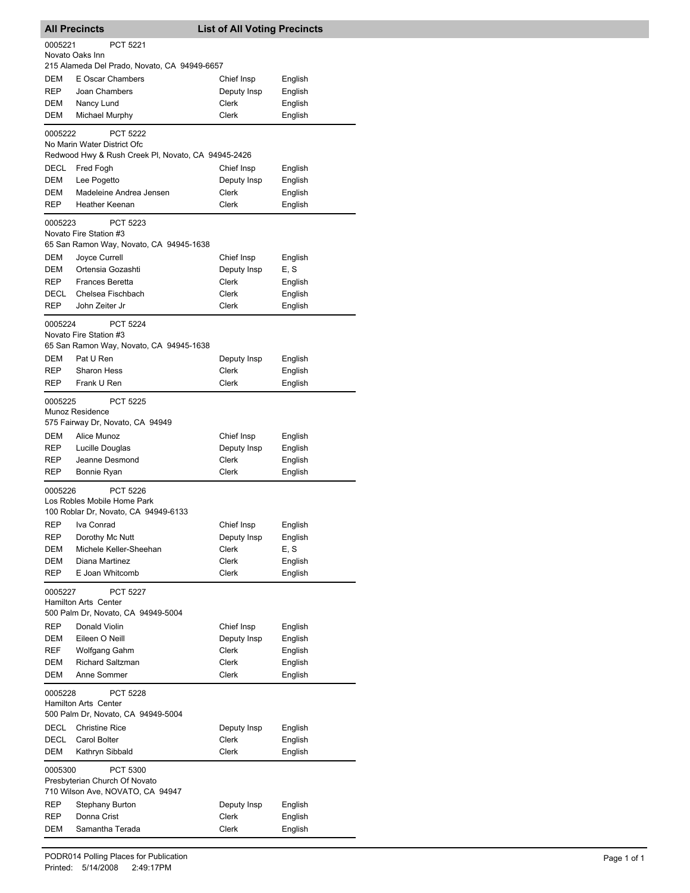## All Precincts — List of All Voting Precincts

**0005221 — PCT 5221**
Novato Oaks Inn
215 Alameda Del Prado, Novato, CA 94949-6657

| | | | |
|---|---|---|---|
| DEM | E Oscar Chambers | Chief Insp | English |
| REP | Joan Chambers | Deputy Insp | English |
| DEM | Nancy Lund | Clerk | English |
| DEM | Michael Murphy | Clerk | English |

**0005222 — PCT 5222**
No Marin Water District Ofc
Redwood Hwy & Rush Creek Pl, Novato, CA 94945-2426

| | | | |
|---|---|---|---|
| DECL | Fred Fogh | Chief Insp | English |
| DEM | Lee Pogetto | Deputy Insp | English |
| DEM | Madeleine Andrea Jensen | Clerk | English |
| REP | Heather Keenan | Clerk | English |

**0005223 — PCT 5223**
Novato Fire Station #3
65 San Ramon Way, Novato, CA 94945-1638

| | | | |
|---|---|---|---|
| DEM | Joyce Currell | Chief Insp | English |
| DEM | Ortensia Gozashti | Deputy Insp | E, S |
| REP | Frances Beretta | Clerk | English |
| DECL | Chelsea Fischbach | Clerk | English |
| REP | John Zeiter Jr | Clerk | English |

**0005224 — PCT 5224**
Novato Fire Station #3
65 San Ramon Way, Novato, CA 94945-1638

| | | | |
|---|---|---|---|
| DEM | Pat U Ren | Deputy Insp | English |
| REP | Sharon Hess | Clerk | English |
| REP | Frank U Ren | Clerk | English |

**0005225 — PCT 5225**
Munoz Residence
575 Fairway Dr, Novato, CA 94949

| | | | |
|---|---|---|---|
| DEM | Alice Munoz | Chief Insp | English |
| REP | Lucille Douglas | Deputy Insp | English |
| REP | Jeanne Desmond | Clerk | English |
| REP | Bonnie Ryan | Clerk | English |

**0005226 — PCT 5226**
Los Robles Mobile Home Park
100 Roblar Dr, Novato, CA 94949-6133

| | | | |
|---|---|---|---|
| REP | Iva Conrad | Chief Insp | English |
| REP | Dorothy Mc Nutt | Deputy Insp | English |
| DEM | Michele Keller-Sheehan | Clerk | E, S |
| DEM | Diana Martinez | Clerk | English |
| REP | E Joan Whitcomb | Clerk | English |

**0005227 — PCT 5227**
Hamilton Arts Center
500 Palm Dr, Novato, CA 94949-5004

| | | | |
|---|---|---|---|
| REP | Donald Violin | Chief Insp | English |
| DEM | Eileen O Neill | Deputy Insp | English |
| REF | Wolfgang Gahm | Clerk | English |
| DEM | Richard Saltzman | Clerk | English |
| DEM | Anne Sommer | Clerk | English |

**0005228 — PCT 5228**
Hamilton Arts Center
500 Palm Dr, Novato, CA 94949-5004

| | | | |
|---|---|---|---|
| DECL | Christine Rice | Deputy Insp | English |
| DECL | Carol Bolter | Clerk | English |
| DEM | Kathryn Sibbald | Clerk | English |

**0005300 — PCT 5300**
Presbyterian Church Of Novato
710 Wilson Ave, NOVATO, CA 94947

| | | | |
|---|---|---|---|
| REP | Stephany Burton | Deputy Insp | English |
| REP | Donna Crist | Clerk | English |
| DEM | Samantha Terada | Clerk | English |

PODR014 Polling Places for Publication
Printed: 5/14/2008 2:49:17PM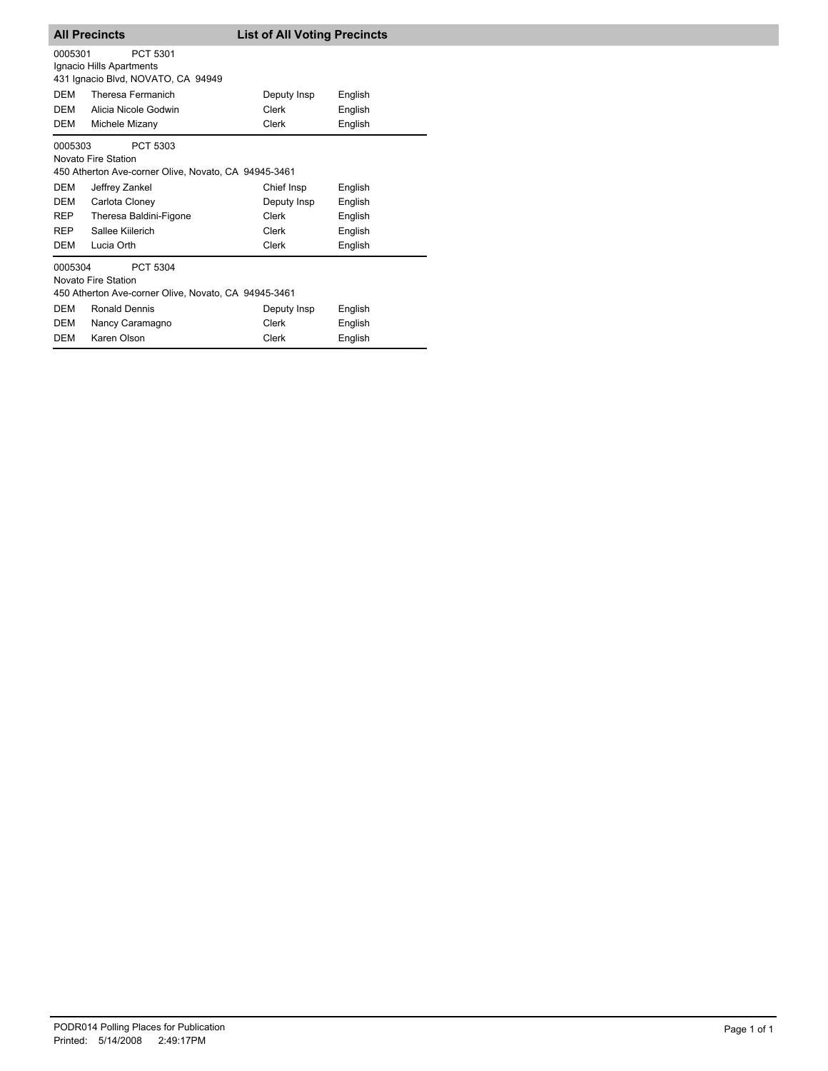## All Precincts — List of All Voting Precincts

0005301 PCT 5301
Ignacio Hills Apartments
431 Ignacio Blvd, NOVATO, CA 94949

| | | | |
|---|---|---|---|
| DEM | Theresa Fermanich | Deputy Insp | English |
| DEM | Alicia Nicole Godwin | Clerk | English |
| DEM | Michele Mizany | Clerk | English |

0005303 PCT 5303
Novato Fire Station
450 Atherton Ave-corner Olive, Novato, CA 94945-3461

| | | | |
|---|---|---|---|
| DEM | Jeffrey Zankel | Chief Insp | English |
| DEM | Carlota Cloney | Deputy Insp | English |
| REP | Theresa Baldini-Figone | Clerk | English |
| REP | Sallee Kiilerich | Clerk | English |
| DEM | Lucia Orth | Clerk | English |

0005304 PCT 5304
Novato Fire Station
450 Atherton Ave-corner Olive, Novato, CA 94945-3461

| | | | |
|---|---|---|---|
| DEM | Ronald Dennis | Deputy Insp | English |
| DEM | Nancy Caramagno | Clerk | English |
| DEM | Karen Olson | Clerk | English |

PODR014 Polling Places for Publication
Printed: 5/14/2008 2:49:17PM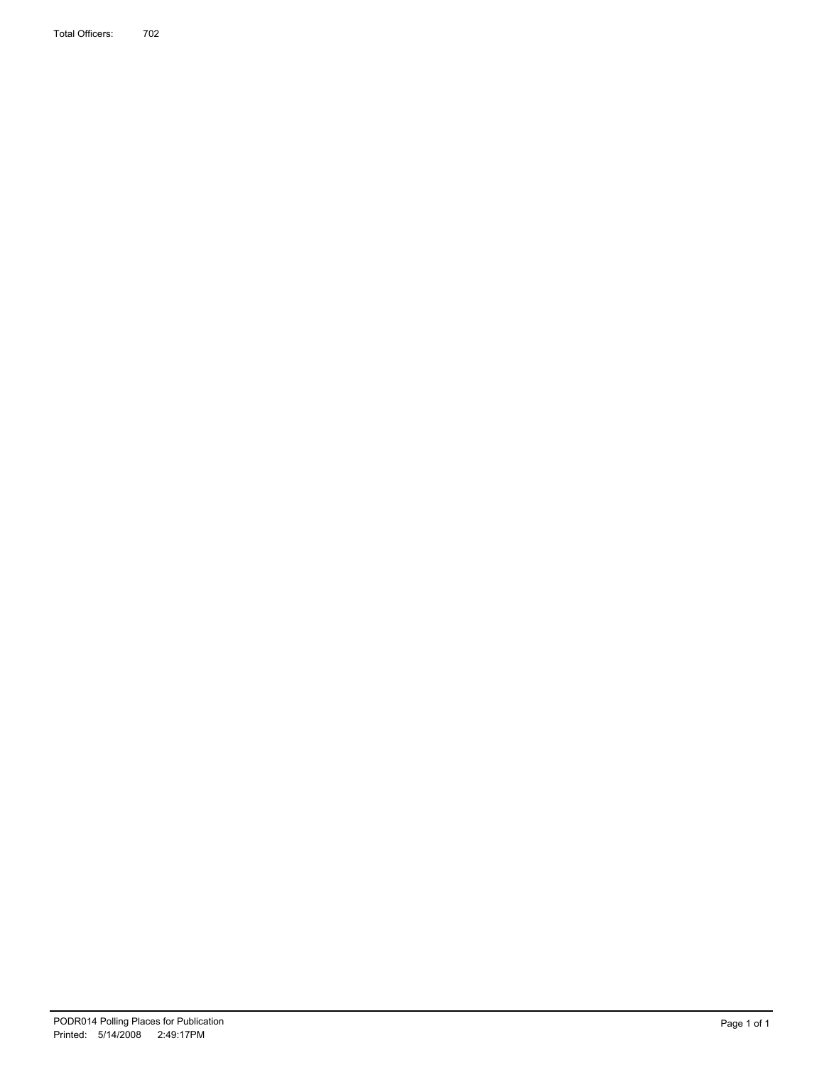Total Officers: 702